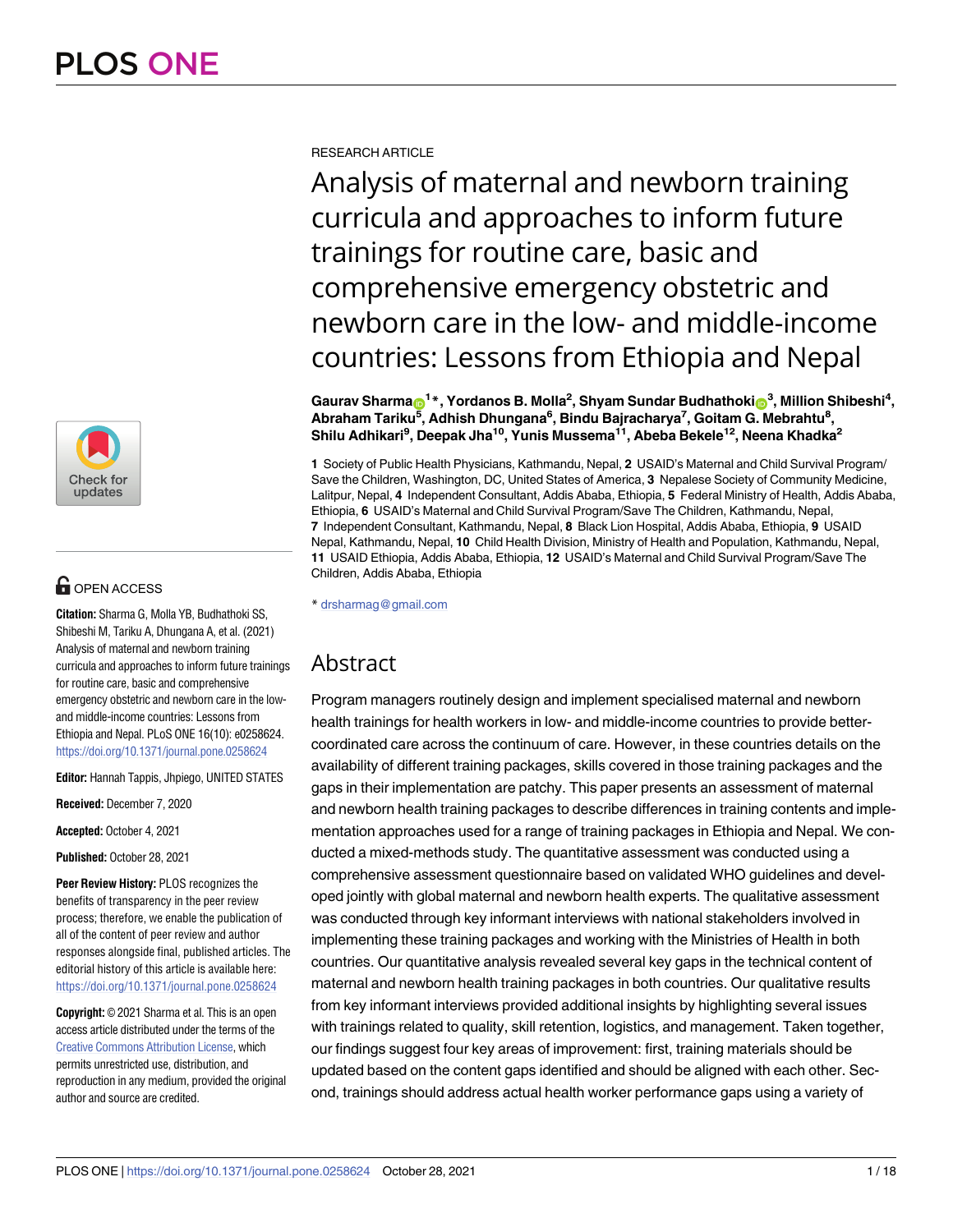RESEARCH ARTICLE

# Analysis of maternal and newborn training curricula and approaches to inform future trainings for routine care, basic and comprehensive emergency obstetric and newborn care in the low- and middle-income countries: Lessons from Ethiopia and Nepal

**Gaurav Sharma[1]*, Yordanos B. Molla[2], Shyam Sundar Budhathoki[3], Million Shibeshi[4], Abraham Tariku[5], Adhish Dhungana[6], Bindu Bajracharya[7], Goitam G. Mebrahtu[8], Shilu Adhikari[9], Deepak Jha[10], Yunis Mussema[11], Abeba Bekele[12], Neena Khadka[2]**

**1** Society of Public Health Physicians, Kathmandu, Nepal, **2** USAID's Maternal and Child Survival Program/Save the Children, Washington, DC, United States of America, **3** Nepalese Society of Community Medicine, Lalitpur, Nepal, **4** Independent Consultant, Addis Ababa, Ethiopia, **5** Federal Ministry of Health, Addis Ababa, Ethiopia, **6** USAID's Maternal and Child Survival Program/Save The Children, Kathmandu, Nepal, **7** Independent Consultant, Kathmandu, Nepal, **8** Black Lion Hospital, Addis Ababa, Ethiopia, **9** USAID Nepal, Kathmandu, Nepal, **10** Child Health Division, Ministry of Health and Population, Kathmandu, Nepal, **11** USAID Ethiopia, Addis Ababa, Ethiopia, **12** USAID's Maternal and Child Survival Program/Save The Children, Addis Ababa, Ethiopia

* drsharmag@gmail.com

OPEN ACCESS

**Citation:** Sharma G, Molla YB, Budhathoki SS, Shibeshi M, Tariku A, Dhungana A, et al. (2021) Analysis of maternal and newborn training curricula and approaches to inform future trainings for routine care, basic and comprehensive emergency obstetric and newborn care in the low- and middle-income countries: Lessons from Ethiopia and Nepal. PLoS ONE 16(10): e0258624. https://doi.org/10.1371/journal.pone.0258624

**Editor:** Hannah Tappis, Jhpiego, UNITED STATES

**Received:** December 7, 2020

**Accepted:** October 4, 2021

**Published:** October 28, 2021

**Peer Review History:** PLOS recognizes the benefits of transparency in the peer review process; therefore, we enable the publication of all of the content of peer review and author responses alongside final, published articles. The editorial history of this article is available here: https://doi.org/10.1371/journal.pone.0258624

**Copyright:** © 2021 Sharma et al. This is an open access article distributed under the terms of the Creative Commons Attribution License, which permits unrestricted use, distribution, and reproduction in any medium, provided the original author and source are credited.

## Abstract

Program managers routinely design and implement specialised maternal and newborn health trainings for health workers in low- and middle-income countries to provide better-coordinated care across the continuum of care. However, in these countries details on the availability of different training packages, skills covered in those training packages and the gaps in their implementation are patchy. This paper presents an assessment of maternal and newborn health training packages to describe differences in training contents and implementation approaches used for a range of training packages in Ethiopia and Nepal. We conducted a mixed-methods study. The quantitative assessment was conducted using a comprehensive assessment questionnaire based on validated WHO guidelines and developed jointly with global maternal and newborn health experts. The qualitative assessment was conducted through key informant interviews with national stakeholders involved in implementing these training packages and working with the Ministries of Health in both countries. Our quantitative analysis revealed several key gaps in the technical content of maternal and newborn health training packages in both countries. Our qualitative results from key informant interviews provided additional insights by highlighting several issues with trainings related to quality, skill retention, logistics, and management. Taken together, our findings suggest four key areas of improvement: first, training materials should be updated based on the content gaps identified and should be aligned with each other. Second, trainings should address actual health worker performance gaps using a variety of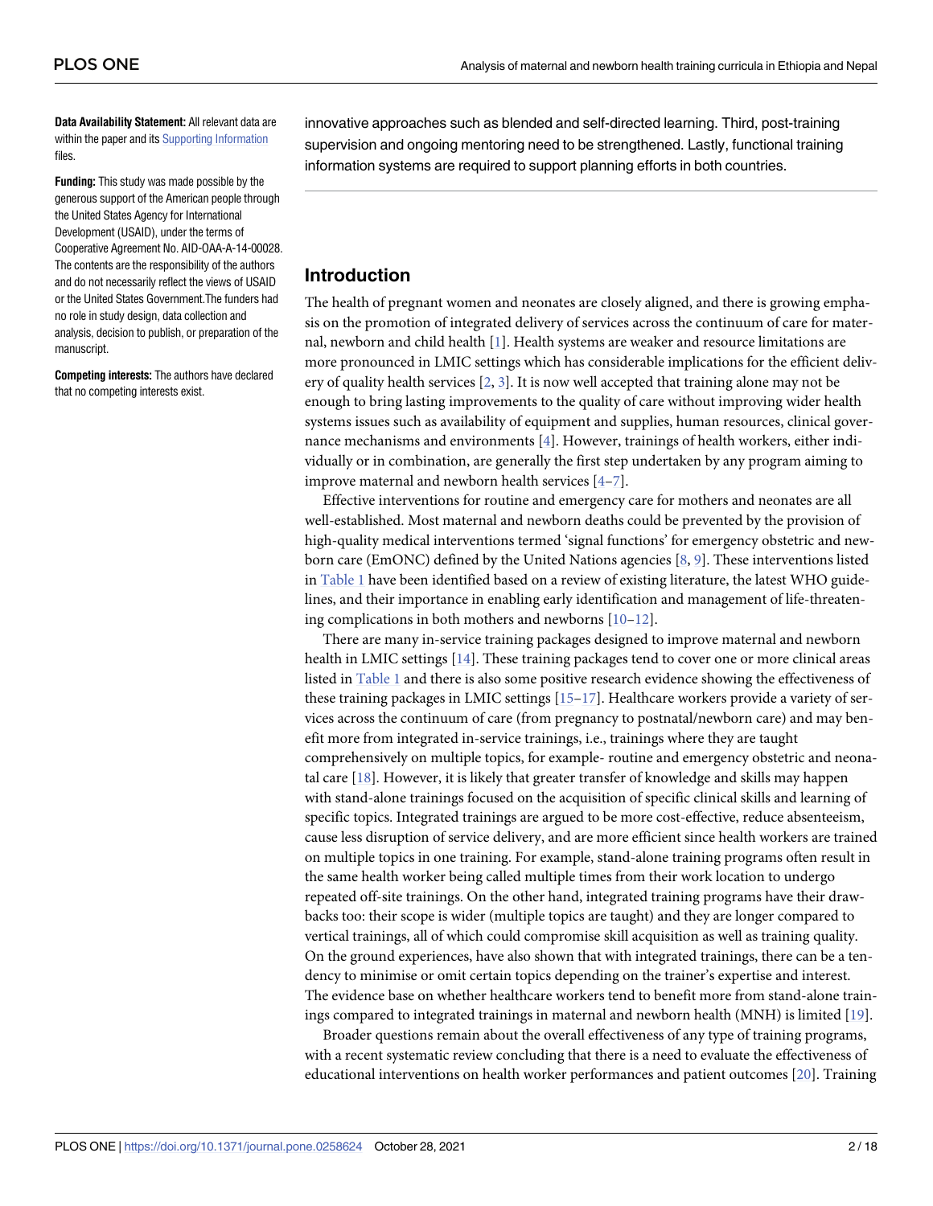**Data Availability Statement:** All relevant data are within the paper and its Supporting Information files.

**Funding:** This study was made possible by the generous support of the American people through the United States Agency for International Development (USAID), under the terms of Cooperative Agreement No. AID-OAA-A-14-00028. The contents are the responsibility of the authors and do not necessarily reflect the views of USAID or the United States Government.The funders had no role in study design, data collection and analysis, decision to publish, or preparation of the manuscript.

**Competing interests:** The authors have declared that no competing interests exist.

innovative approaches such as blended and self-directed learning. Third, post-training supervision and ongoing mentoring need to be strengthened. Lastly, functional training information systems are required to support planning efforts in both countries.

## Introduction

The health of pregnant women and neonates are closely aligned, and there is growing emphasis on the promotion of integrated delivery of services across the continuum of care for maternal, newborn and child health [1]. Health systems are weaker and resource limitations are more pronounced in LMIC settings which has considerable implications for the efficient delivery of quality health services [2, 3]. It is now well accepted that training alone may not be enough to bring lasting improvements to the quality of care without improving wider health systems issues such as availability of equipment and supplies, human resources, clinical governance mechanisms and environments [4]. However, trainings of health workers, either individually or in combination, are generally the first step undertaken by any program aiming to improve maternal and newborn health services [4–7].

Effective interventions for routine and emergency care for mothers and neonates are all well-established. Most maternal and newborn deaths could be prevented by the provision of high-quality medical interventions termed 'signal functions' for emergency obstetric and newborn care (EmONC) defined by the United Nations agencies [8, 9]. These interventions listed in Table 1 have been identified based on a review of existing literature, the latest WHO guidelines, and their importance in enabling early identification and management of life-threatening complications in both mothers and newborns [10–12].

There are many in-service training packages designed to improve maternal and newborn health in LMIC settings [14]. These training packages tend to cover one or more clinical areas listed in Table 1 and there is also some positive research evidence showing the effectiveness of these training packages in LMIC settings [15–17]. Healthcare workers provide a variety of services across the continuum of care (from pregnancy to postnatal/newborn care) and may benefit more from integrated in-service trainings, i.e., trainings where they are taught comprehensively on multiple topics, for example- routine and emergency obstetric and neonatal care [18]. However, it is likely that greater transfer of knowledge and skills may happen with stand-alone trainings focused on the acquisition of specific clinical skills and learning of specific topics. Integrated trainings are argued to be more cost-effective, reduce absenteeism, cause less disruption of service delivery, and are more efficient since health workers are trained on multiple topics in one training. For example, stand-alone training programs often result in the same health worker being called multiple times from their work location to undergo repeated off-site trainings. On the other hand, integrated training programs have their drawbacks too: their scope is wider (multiple topics are taught) and they are longer compared to vertical trainings, all of which could compromise skill acquisition as well as training quality. On the ground experiences, have also shown that with integrated trainings, there can be a tendency to minimise or omit certain topics depending on the trainer's expertise and interest. The evidence base on whether healthcare workers tend to benefit more from stand-alone trainings compared to integrated trainings in maternal and newborn health (MNH) is limited [19].

Broader questions remain about the overall effectiveness of any type of training programs, with a recent systematic review concluding that there is a need to evaluate the effectiveness of educational interventions on health worker performances and patient outcomes [20]. Training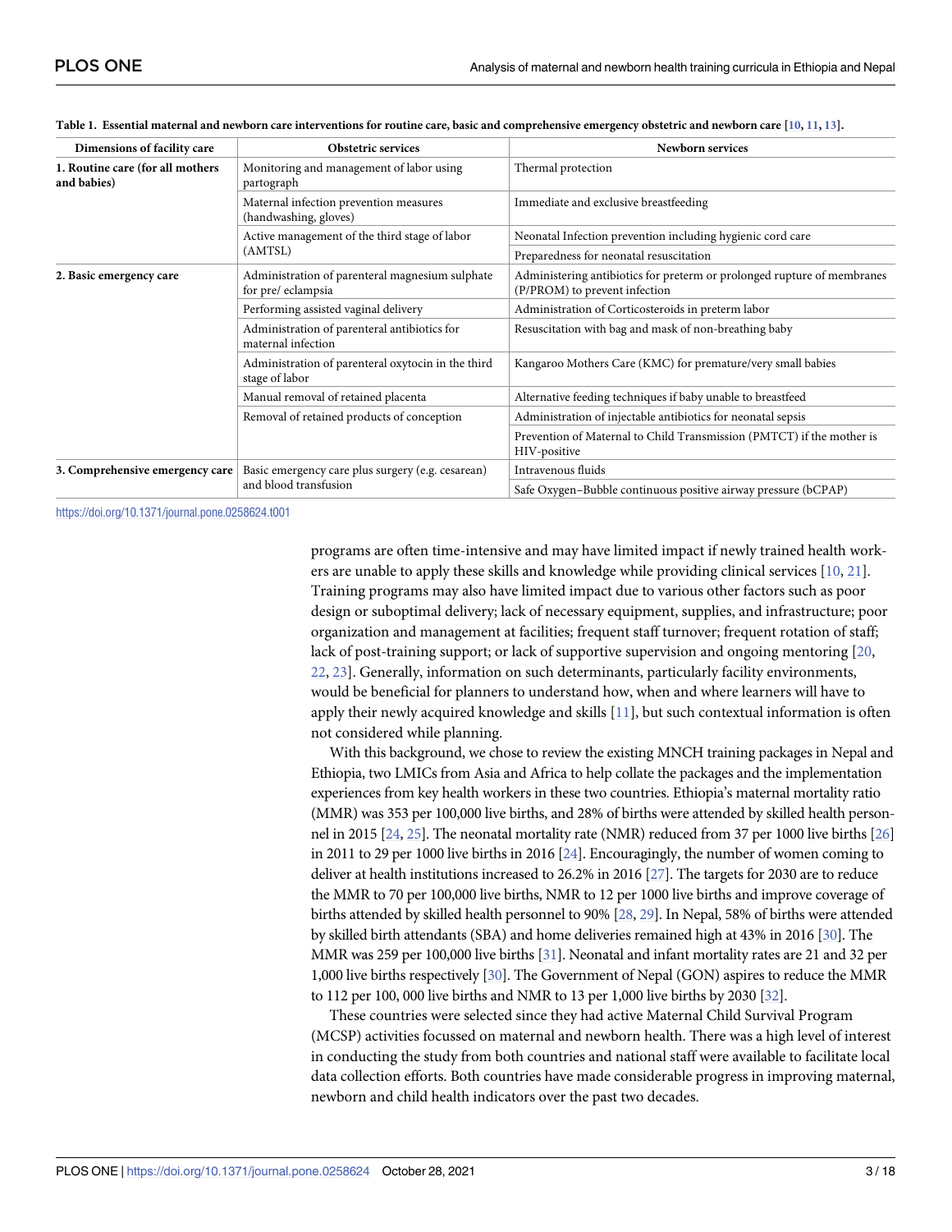**Table 1. Essential maternal and newborn care interventions for routine care, basic and comprehensive emergency obstetric and newborn care [10, 11, 13].**

| Dimensions of facility care | Obstetric services | Newborn services |
| --- | --- | --- |
| **1. Routine care (for all mothers and babies)** | Monitoring and management of labor using partograph | Thermal protection |
| | Maternal infection prevention measures (handwashing, gloves) | Immediate and exclusive breastfeeding |
| | Active management of the third stage of labor (AMTSL) | Neonatal Infection prevention including hygienic cord care |
| | | Preparedness for neonatal resuscitation |
| **2. Basic emergency care** | Administration of parenteral magnesium sulphate for pre/ eclampsia | Administering antibiotics for preterm or prolonged rupture of membranes (P/PROM) to prevent infection |
| | Performing assisted vaginal delivery | Administration of Corticosteroids in preterm labor |
| | Administration of parenteral antibiotics for maternal infection | Resuscitation with bag and mask of non-breathing baby |
| | Administration of parenteral oxytocin in the third stage of labor | Kangaroo Mothers Care (KMC) for premature/very small babies |
| | Manual removal of retained placenta | Alternative feeding techniques if baby unable to breastfeed |
| | Removal of retained products of conception | Administration of injectable antibiotics for neonatal sepsis |
| | | Prevention of Maternal to Child Transmission (PMTCT) if the mother is HIV-positive |
| **3. Comprehensive emergency care** | Basic emergency care plus surgery (e.g. cesarean) and blood transfusion | Intravenous fluids |
| | | Safe Oxygen–Bubble continuous positive airway pressure (bCPAP) |

https://doi.org/10.1371/journal.pone.0258624.t001

programs are often time-intensive and may have limited impact if newly trained health workers are unable to apply these skills and knowledge while providing clinical services [10, 21]. Training programs may also have limited impact due to various other factors such as poor design or suboptimal delivery; lack of necessary equipment, supplies, and infrastructure; poor organization and management at facilities; frequent staff turnover; frequent rotation of staff; lack of post-training support; or lack of supportive supervision and ongoing mentoring [20, 22, 23]. Generally, information on such determinants, particularly facility environments, would be beneficial for planners to understand how, when and where learners will have to apply their newly acquired knowledge and skills [11], but such contextual information is often not considered while planning.

With this background, we chose to review the existing MNCH training packages in Nepal and Ethiopia, two LMICs from Asia and Africa to help collate the packages and the implementation experiences from key health workers in these two countries. Ethiopia's maternal mortality ratio (MMR) was 353 per 100,000 live births, and 28% of births were attended by skilled health personnel in 2015 [24, 25]. The neonatal mortality rate (NMR) reduced from 37 per 1000 live births [26] in 2011 to 29 per 1000 live births in 2016 [24]. Encouragingly, the number of women coming to deliver at health institutions increased to 26.2% in 2016 [27]. The targets for 2030 are to reduce the MMR to 70 per 100,000 live births, NMR to 12 per 1000 live births and improve coverage of births attended by skilled health personnel to 90% [28, 29]. In Nepal, 58% of births were attended by skilled birth attendants (SBA) and home deliveries remained high at 43% in 2016 [30]. The MMR was 259 per 100,000 live births [31]. Neonatal and infant mortality rates are 21 and 32 per 1,000 live births respectively [30]. The Government of Nepal (GON) aspires to reduce the MMR to 112 per 100, 000 live births and NMR to 13 per 1,000 live births by 2030 [32].

These countries were selected since they had active Maternal Child Survival Program (MCSP) activities focussed on maternal and newborn health. There was a high level of interest in conducting the study from both countries and national staff were available to facilitate local data collection efforts. Both countries have made considerable progress in improving maternal, newborn and child health indicators over the past two decades.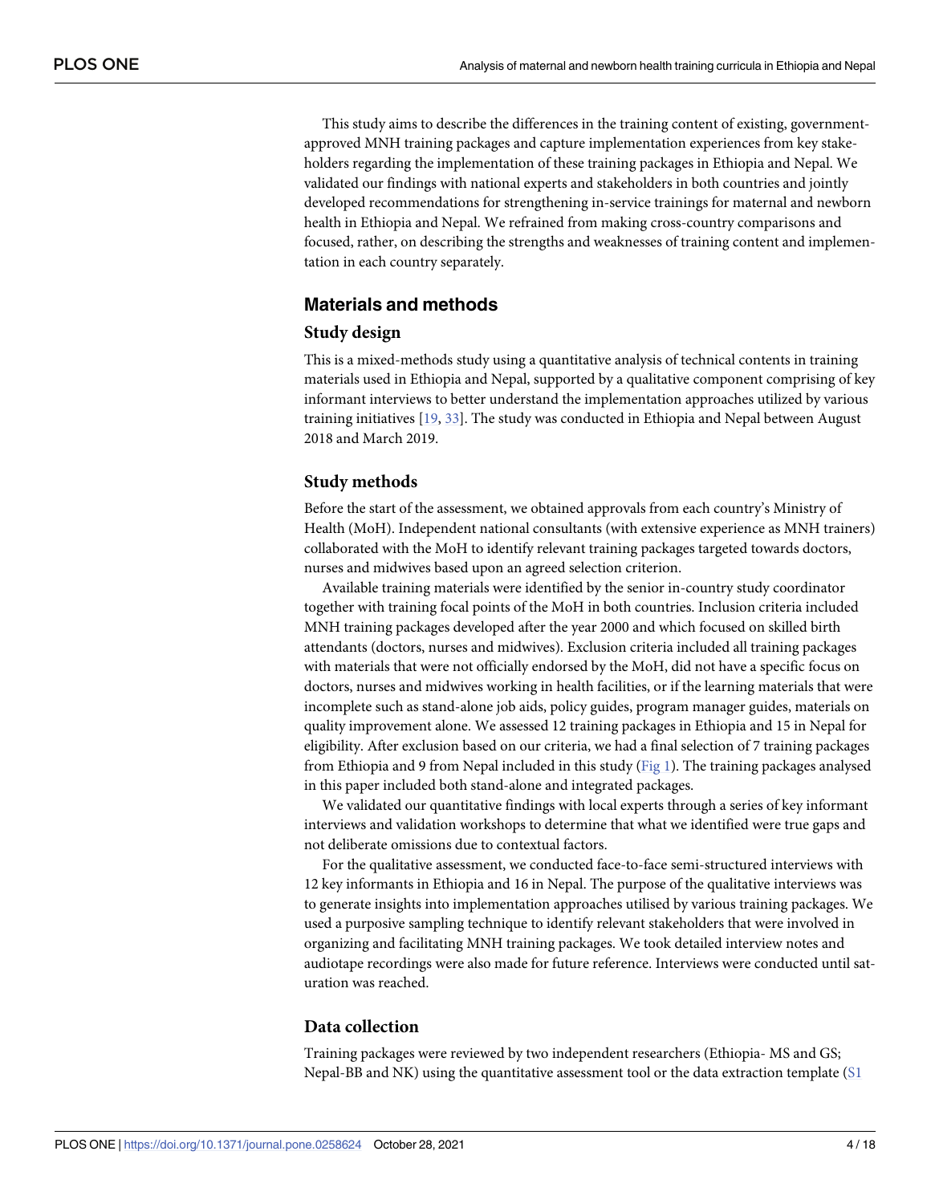This study aims to describe the differences in the training content of existing, government-approved MNH training packages and capture implementation experiences from key stakeholders regarding the implementation of these training packages in Ethiopia and Nepal. We validated our findings with national experts and stakeholders in both countries and jointly developed recommendations for strengthening in-service trainings for maternal and newborn health in Ethiopia and Nepal. We refrained from making cross-country comparisons and focused, rather, on describing the strengths and weaknesses of training content and implementation in each country separately.

## Materials and methods

### Study design

This is a mixed-methods study using a quantitative analysis of technical contents in training materials used in Ethiopia and Nepal, supported by a qualitative component comprising of key informant interviews to better understand the implementation approaches utilized by various training initiatives [19, 33]. The study was conducted in Ethiopia and Nepal between August 2018 and March 2019.

### Study methods

Before the start of the assessment, we obtained approvals from each country's Ministry of Health (MoH). Independent national consultants (with extensive experience as MNH trainers) collaborated with the MoH to identify relevant training packages targeted towards doctors, nurses and midwives based upon an agreed selection criterion.

Available training materials were identified by the senior in-country study coordinator together with training focal points of the MoH in both countries. Inclusion criteria included MNH training packages developed after the year 2000 and which focused on skilled birth attendants (doctors, nurses and midwives). Exclusion criteria included all training packages with materials that were not officially endorsed by the MoH, did not have a specific focus on doctors, nurses and midwives working in health facilities, or if the learning materials that were incomplete such as stand-alone job aids, policy guides, program manager guides, materials on quality improvement alone. We assessed 12 training packages in Ethiopia and 15 in Nepal for eligibility. After exclusion based on our criteria, we had a final selection of 7 training packages from Ethiopia and 9 from Nepal included in this study (Fig 1). The training packages analysed in this paper included both stand-alone and integrated packages.

We validated our quantitative findings with local experts through a series of key informant interviews and validation workshops to determine that what we identified were true gaps and not deliberate omissions due to contextual factors.

For the qualitative assessment, we conducted face-to-face semi-structured interviews with 12 key informants in Ethiopia and 16 in Nepal. The purpose of the qualitative interviews was to generate insights into implementation approaches utilised by various training packages. We used a purposive sampling technique to identify relevant stakeholders that were involved in organizing and facilitating MNH training packages. We took detailed interview notes and audiotape recordings were also made for future reference. Interviews were conducted until saturation was reached.

### Data collection

Training packages were reviewed by two independent researchers (Ethiopia- MS and GS; Nepal-BB and NK) using the quantitative assessment tool or the data extraction template (S1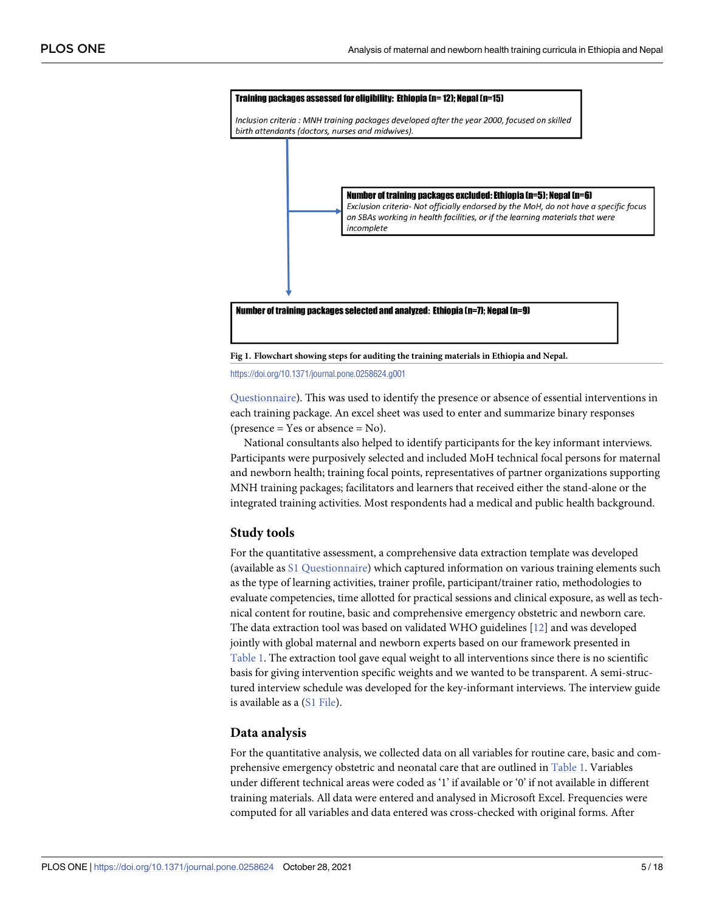**Training packages assessed for eligibility: Ethiopia (n= 12); Nepal (n=15)**

*Inclusion criteria : MNH training packages developed after the year 2000, focused on skilled birth attendants (doctors, nurses and midwives).*

**Number of training packages excluded: Ethiopia (n=5); Nepal (n=6)**

*Exclusion criteria- Not officially endorsed by the MoH, do not have a specific focus on SBAs working in health facilities, or if the learning materials that were incomplete*

**Number of training packages selected and analyzed: Ethiopia (n=7); Nepal (n=9)**

**Fig 1. Flowchart showing steps for auditing the training materials in Ethiopia and Nepal.**

https://doi.org/10.1371/journal.pone.0258624.g001

Questionnaire). This was used to identify the presence or absence of essential interventions in each training package. An excel sheet was used to enter and summarize binary responses (presence = Yes or absence = No).

National consultants also helped to identify participants for the key informant interviews. Participants were purposively selected and included MoH technical focal persons for maternal and newborn health; training focal points, representatives of partner organizations supporting MNH training packages; facilitators and learners that received either the stand-alone or the integrated training activities. Most respondents had a medical and public health background.

## Study tools

For the quantitative assessment, a comprehensive data extraction template was developed (available as S1 Questionnaire) which captured information on various training elements such as the type of learning activities, trainer profile, participant/trainer ratio, methodologies to evaluate competencies, time allotted for practical sessions and clinical exposure, as well as technical content for routine, basic and comprehensive emergency obstetric and newborn care. The data extraction tool was based on validated WHO guidelines [12] and was developed jointly with global maternal and newborn experts based on our framework presented in Table 1. The extraction tool gave equal weight to all interventions since there is no scientific basis for giving intervention specific weights and we wanted to be transparent. A semi-structured interview schedule was developed for the key-informant interviews. The interview guide is available as a (S1 File).

## Data analysis

For the quantitative analysis, we collected data on all variables for routine care, basic and comprehensive emergency obstetric and neonatal care that are outlined in Table 1. Variables under different technical areas were coded as '1' if available or '0' if not available in different training materials. All data were entered and analysed in Microsoft Excel. Frequencies were computed for all variables and data entered was cross-checked with original forms. After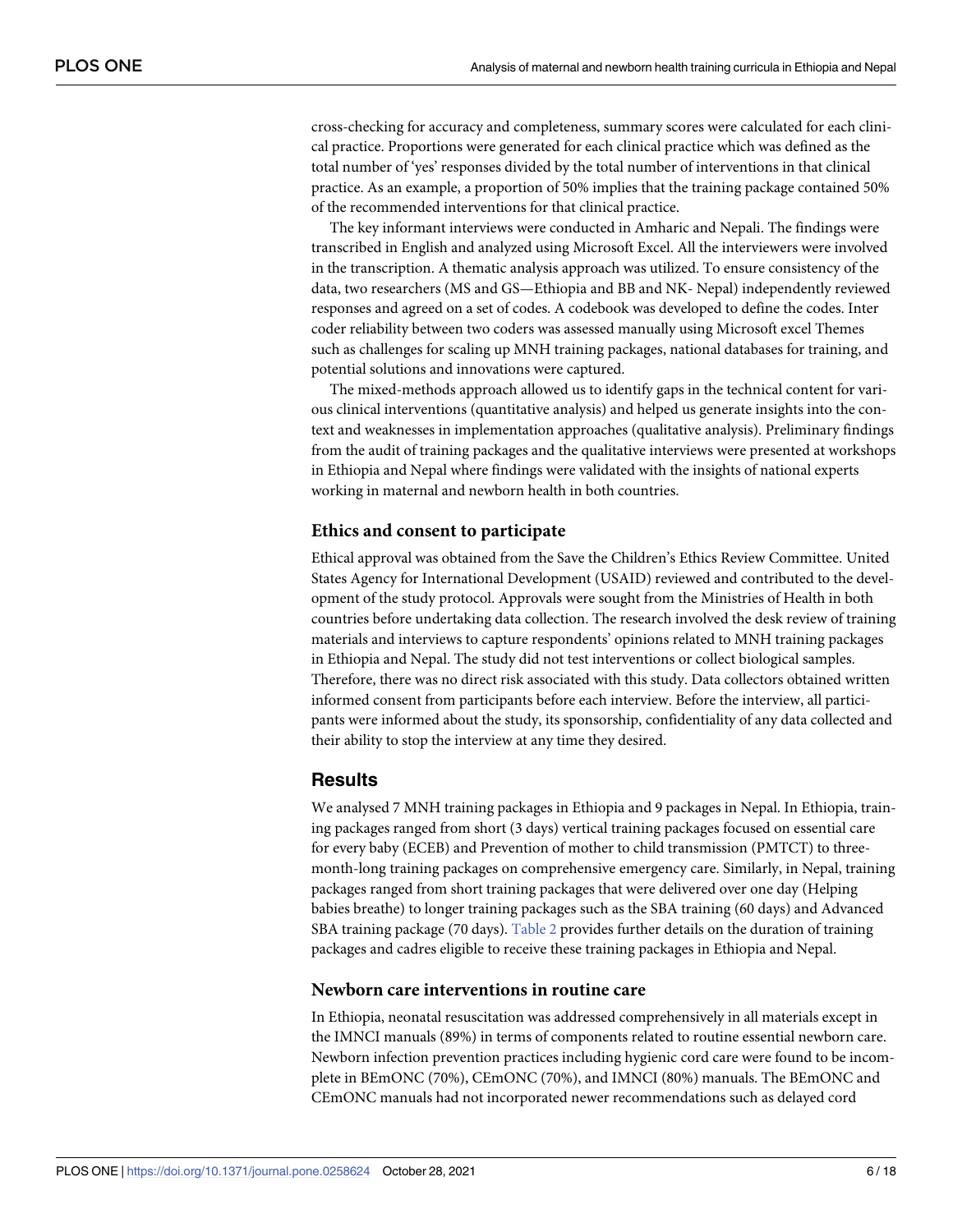cross-checking for accuracy and completeness, summary scores were calculated for each clinical practice. Proportions were generated for each clinical practice which was defined as the total number of 'yes' responses divided by the total number of interventions in that clinical practice. As an example, a proportion of 50% implies that the training package contained 50% of the recommended interventions for that clinical practice.

The key informant interviews were conducted in Amharic and Nepali. The findings were transcribed in English and analyzed using Microsoft Excel. All the interviewers were involved in the transcription. A thematic analysis approach was utilized. To ensure consistency of the data, two researchers (MS and GS—Ethiopia and BB and NK- Nepal) independently reviewed responses and agreed on a set of codes. A codebook was developed to define the codes. Inter coder reliability between two coders was assessed manually using Microsoft excel Themes such as challenges for scaling up MNH training packages, national databases for training, and potential solutions and innovations were captured.

The mixed-methods approach allowed us to identify gaps in the technical content for various clinical interventions (quantitative analysis) and helped us generate insights into the context and weaknesses in implementation approaches (qualitative analysis). Preliminary findings from the audit of training packages and the qualitative interviews were presented at workshops in Ethiopia and Nepal where findings were validated with the insights of national experts working in maternal and newborn health in both countries.

### Ethics and consent to participate

Ethical approval was obtained from the Save the Children's Ethics Review Committee. United States Agency for International Development (USAID) reviewed and contributed to the development of the study protocol. Approvals were sought from the Ministries of Health in both countries before undertaking data collection. The research involved the desk review of training materials and interviews to capture respondents' opinions related to MNH training packages in Ethiopia and Nepal. The study did not test interventions or collect biological samples. Therefore, there was no direct risk associated with this study. Data collectors obtained written informed consent from participants before each interview. Before the interview, all participants were informed about the study, its sponsorship, confidentiality of any data collected and their ability to stop the interview at any time they desired.

## Results

We analysed 7 MNH training packages in Ethiopia and 9 packages in Nepal. In Ethiopia, training packages ranged from short (3 days) vertical training packages focused on essential care for every baby (ECEB) and Prevention of mother to child transmission (PMTCT) to three-month-long training packages on comprehensive emergency care. Similarly, in Nepal, training packages ranged from short training packages that were delivered over one day (Helping babies breathe) to longer training packages such as the SBA training (60 days) and Advanced SBA training package (70 days). Table 2 provides further details on the duration of training packages and cadres eligible to receive these training packages in Ethiopia and Nepal.

### Newborn care interventions in routine care

In Ethiopia, neonatal resuscitation was addressed comprehensively in all materials except in the IMNCI manuals (89%) in terms of components related to routine essential newborn care. Newborn infection prevention practices including hygienic cord care were found to be incomplete in BEmONC (70%), CEmONC (70%), and IMNCI (80%) manuals. The BEmONC and CEmONC manuals had not incorporated newer recommendations such as delayed cord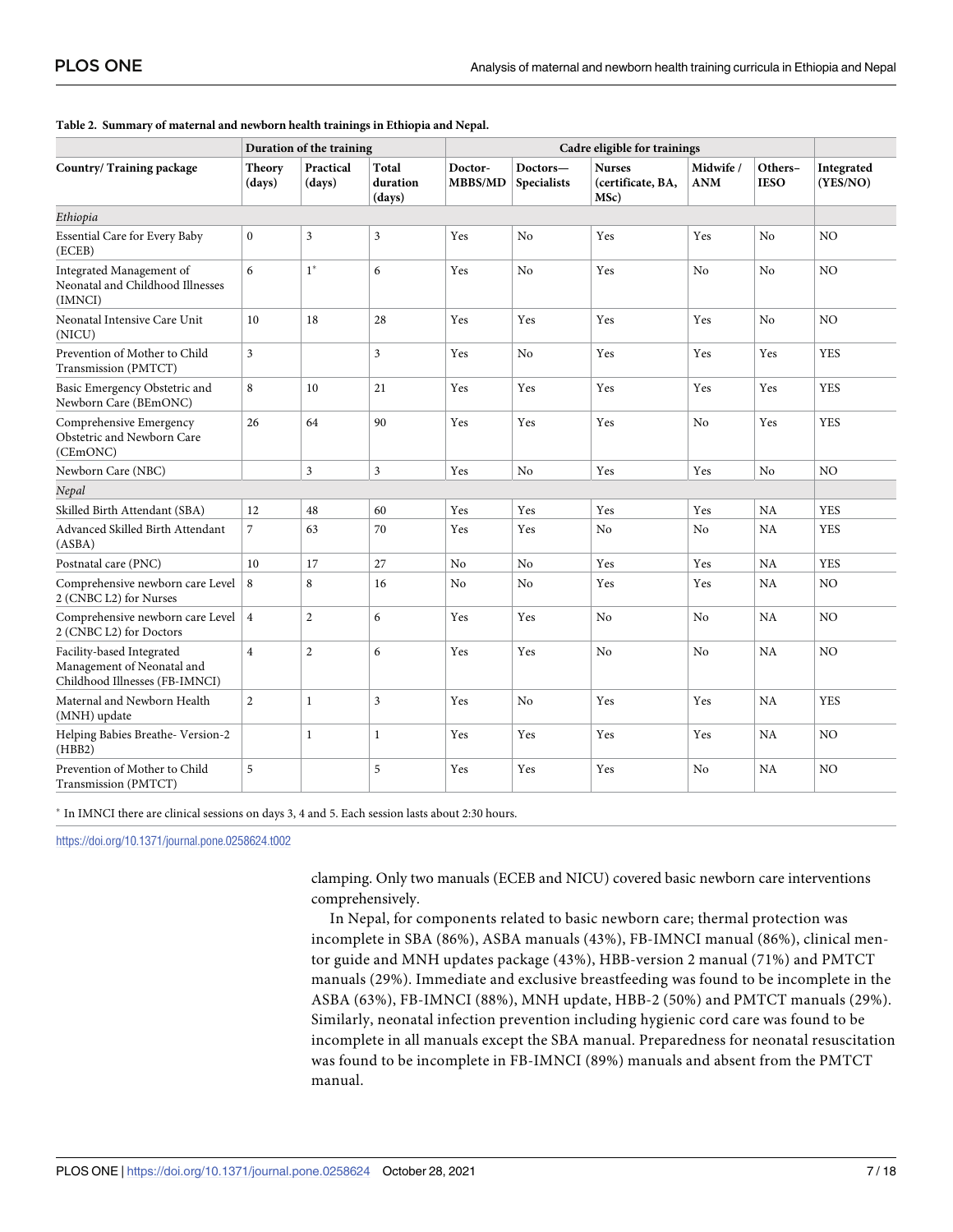**Table 2. Summary of maternal and newborn health trainings in Ethiopia and Nepal.**

| Country/ Training package | Duration of the training | | | Cadre eligible for trainings | | | | | Integrated (YES/NO) |
|---|---|---|---|---|---|---|---|---|---|
| | Theory (days) | Practical (days) | Total duration (days) | Doctor-MBBS/MD | Doctors—Specialists | Nurses (certificate, BA, MSc) | Midwife / ANM | Others–IESO | |
| *Ethiopia* | | | | | | | | | |
| Essential Care for Every Baby (ECEB) | 0 | 3 | 3 | Yes | No | Yes | Yes | No | NO |
| Integrated Management of Neonatal and Childhood Illnesses (IMNCI) | 6 | 1* | 6 | Yes | No | Yes | No | No | NO |
| Neonatal Intensive Care Unit (NICU) | 10 | 18 | 28 | Yes | Yes | Yes | Yes | No | NO |
| Prevention of Mother to Child Transmission (PMTCT) | 3 | | 3 | Yes | No | Yes | Yes | Yes | YES |
| Basic Emergency Obstetric and Newborn Care (BEmONC) | 8 | 10 | 21 | Yes | Yes | Yes | Yes | Yes | YES |
| Comprehensive Emergency Obstetric and Newborn Care (CEmONC) | 26 | 64 | 90 | Yes | Yes | Yes | No | Yes | YES |
| Newborn Care (NBC) | | 3 | 3 | Yes | No | Yes | Yes | No | NO |
| *Nepal* | | | | | | | | | |
| Skilled Birth Attendant (SBA) | 12 | 48 | 60 | Yes | Yes | Yes | Yes | NA | YES |
| Advanced Skilled Birth Attendant (ASBA) | 7 | 63 | 70 | Yes | Yes | No | No | NA | YES |
| Postnatal care (PNC) | 10 | 17 | 27 | No | No | Yes | Yes | NA | YES |
| Comprehensive newborn care Level 2 (CNBC L2) for Nurses | 8 | 8 | 16 | No | No | Yes | Yes | NA | NO |
| Comprehensive newborn care Level 2 (CNBC L2) for Doctors | 4 | 2 | 6 | Yes | Yes | No | No | NA | NO |
| Facility-based Integrated Management of Neonatal and Childhood Illnesses (FB-IMNCI) | 4 | 2 | 6 | Yes | Yes | No | No | NA | NO |
| Maternal and Newborn Health (MNH) update | 2 | 1 | 3 | Yes | No | Yes | Yes | NA | YES |
| Helping Babies Breathe- Version-2 (HBB2) | | 1 | 1 | Yes | Yes | Yes | Yes | NA | NO |
| Prevention of Mother to Child Transmission (PMTCT) | 5 | | 5 | Yes | Yes | Yes | No | NA | NO |

* In IMNCI there are clinical sessions on days 3, 4 and 5. Each session lasts about 2:30 hours.

https://doi.org/10.1371/journal.pone.0258624.t002

clamping. Only two manuals (ECEB and NICU) covered basic newborn care interventions comprehensively.

In Nepal, for components related to basic newborn care; thermal protection was incomplete in SBA (86%), ASBA manuals (43%), FB-IMNCI manual (86%), clinical mentor guide and MNH updates package (43%), HBB-version 2 manual (71%) and PMTCT manuals (29%). Immediate and exclusive breastfeeding was found to be incomplete in the ASBA (63%), FB-IMNCI (88%), MNH update, HBB-2 (50%) and PMTCT manuals (29%). Similarly, neonatal infection prevention including hygienic cord care was found to be incomplete in all manuals except the SBA manual. Preparedness for neonatal resuscitation was found to be incomplete in FB-IMNCI (89%) manuals and absent from the PMTCT manual.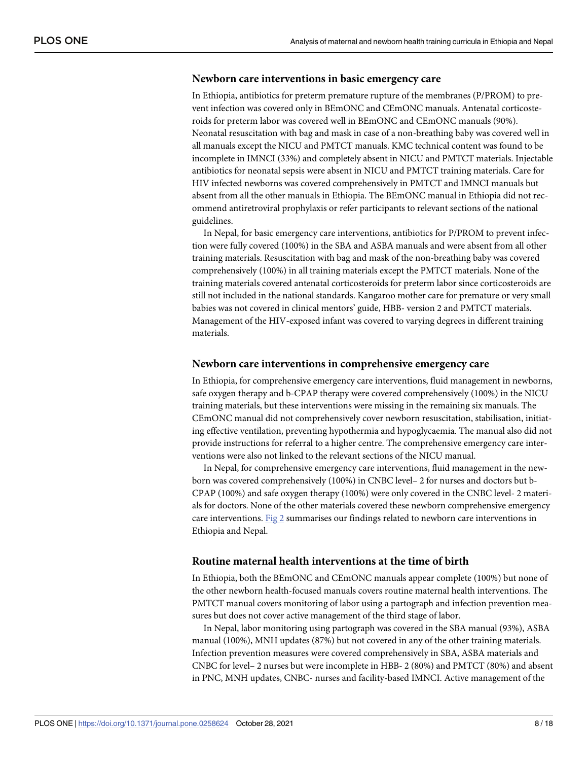### Newborn care interventions in basic emergency care

In Ethiopia, antibiotics for preterm premature rupture of the membranes (P/PROM) to prevent infection was covered only in BEmONC and CEmONC manuals. Antenatal corticosteroids for preterm labor was covered well in BEmONC and CEmONC manuals (90%). Neonatal resuscitation with bag and mask in case of a non-breathing baby was covered well in all manuals except the NICU and PMTCT manuals. KMC technical content was found to be incomplete in IMNCI (33%) and completely absent in NICU and PMTCT materials. Injectable antibiotics for neonatal sepsis were absent in NICU and PMTCT training materials. Care for HIV infected newborns was covered comprehensively in PMTCT and IMNCI manuals but absent from all the other manuals in Ethiopia. The BEmONC manual in Ethiopia did not recommend antiretroviral prophylaxis or refer participants to relevant sections of the national guidelines.

In Nepal, for basic emergency care interventions, antibiotics for P/PROM to prevent infection were fully covered (100%) in the SBA and ASBA manuals and were absent from all other training materials. Resuscitation with bag and mask of the non-breathing baby was covered comprehensively (100%) in all training materials except the PMTCT materials. None of the training materials covered antenatal corticosteroids for preterm labor since corticosteroids are still not included in the national standards. Kangaroo mother care for premature or very small babies was not covered in clinical mentors' guide, HBB- version 2 and PMTCT materials. Management of the HIV-exposed infant was covered to varying degrees in different training materials.

### Newborn care interventions in comprehensive emergency care

In Ethiopia, for comprehensive emergency care interventions, fluid management in newborns, safe oxygen therapy and b-CPAP therapy were covered comprehensively (100%) in the NICU training materials, but these interventions were missing in the remaining six manuals. The CEmONC manual did not comprehensively cover newborn resuscitation, stabilisation, initiating effective ventilation, preventing hypothermia and hypoglycaemia. The manual also did not provide instructions for referral to a higher centre. The comprehensive emergency care interventions were also not linked to the relevant sections of the NICU manual.

In Nepal, for comprehensive emergency care interventions, fluid management in the newborn was covered comprehensively (100%) in CNBC level– 2 for nurses and doctors but b-CPAP (100%) and safe oxygen therapy (100%) were only covered in the CNBC level- 2 materials for doctors. None of the other materials covered these newborn comprehensive emergency care interventions. Fig 2 summarises our findings related to newborn care interventions in Ethiopia and Nepal.

### Routine maternal health interventions at the time of birth

In Ethiopia, both the BEmONC and CEmONC manuals appear complete (100%) but none of the other newborn health-focused manuals covers routine maternal health interventions. The PMTCT manual covers monitoring of labor using a partograph and infection prevention measures but does not cover active management of the third stage of labor.

In Nepal, labor monitoring using partograph was covered in the SBA manual (93%), ASBA manual (100%), MNH updates (87%) but not covered in any of the other training materials. Infection prevention measures were covered comprehensively in SBA, ASBA materials and CNBC for level– 2 nurses but were incomplete in HBB- 2 (80%) and PMTCT (80%) and absent in PNC, MNH updates, CNBC- nurses and facility-based IMNCI. Active management of the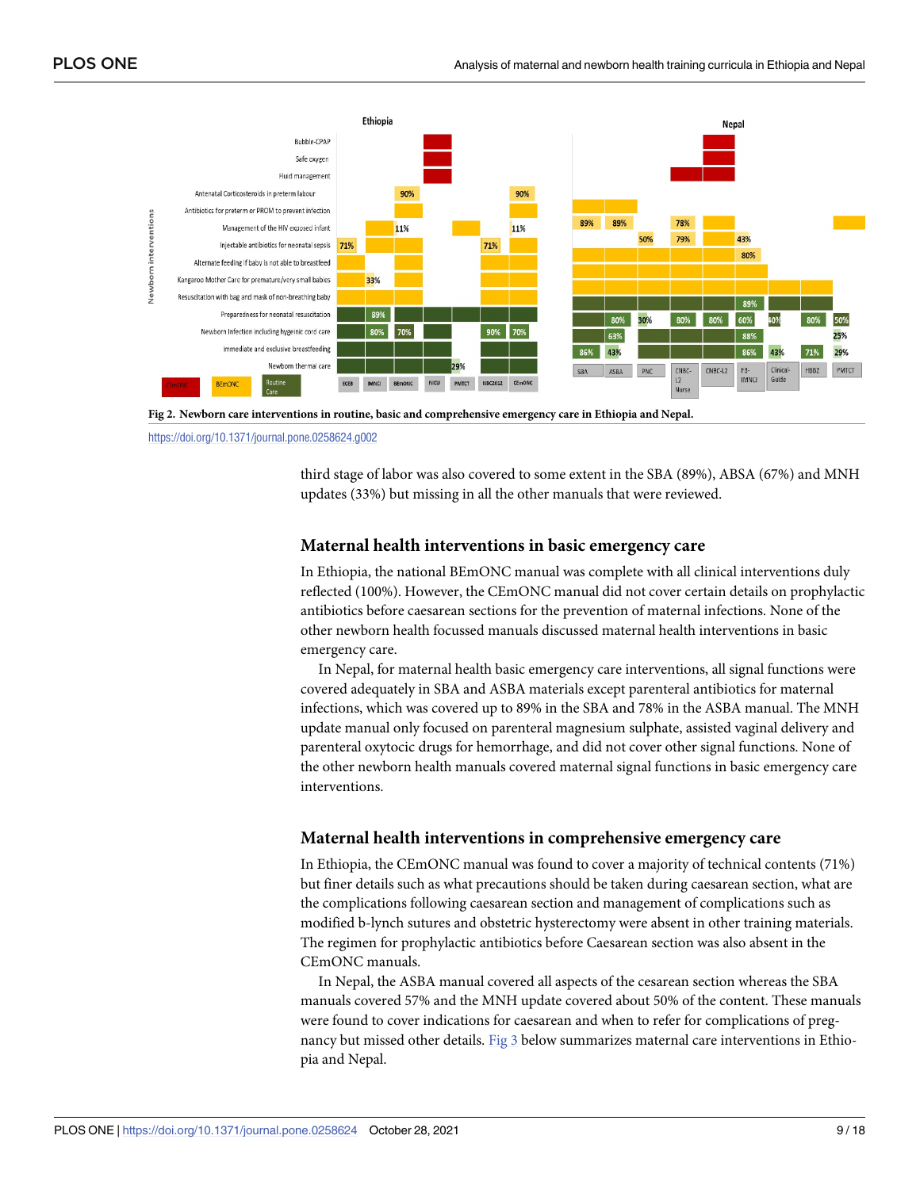**Fig 2. Newborn care interventions in routine, basic and comprehensive emergency care in Ethiopia and Nepal.**

https://doi.org/10.1371/journal.pone.0258624.g002

third stage of labor was also covered to some extent in the SBA (89%), ABSA (67%) and MNH updates (33%) but missing in all the other manuals that were reviewed.

### Maternal health interventions in basic emergency care

In Ethiopia, the national BEmONC manual was complete with all clinical interventions duly reflected (100%). However, the CEmONC manual did not cover certain details on prophylactic antibiotics before caesarean sections for the prevention of maternal infections. None of the other newborn health focussed manuals discussed maternal health interventions in basic emergency care.

In Nepal, for maternal health basic emergency care interventions, all signal functions were covered adequately in SBA and ASBA materials except parenteral antibiotics for maternal infections, which was covered up to 89% in the SBA and 78% in the ASBA manual. The MNH update manual only focused on parenteral magnesium sulphate, assisted vaginal delivery and parenteral oxytocic drugs for hemorrhage, and did not cover other signal functions. None of the other newborn health manuals covered maternal signal functions in basic emergency care interventions.

### Maternal health interventions in comprehensive emergency care

In Ethiopia, the CEmONC manual was found to cover a majority of technical contents (71%) but finer details such as what precautions should be taken during caesarean section, what are the complications following caesarean section and management of complications such as modified b-lynch sutures and obstetric hysterectomy were absent in other training materials. The regimen for prophylactic antibiotics before Caesarean section was also absent in the CEmONC manuals.

In Nepal, the ASBA manual covered all aspects of the cesarean section whereas the SBA manuals covered 57% and the MNH update covered about 50% of the content. These manuals were found to cover indications for caesarean and when to refer for complications of pregnancy but missed other details. Fig 3 below summarizes maternal care interventions in Ethiopia and Nepal.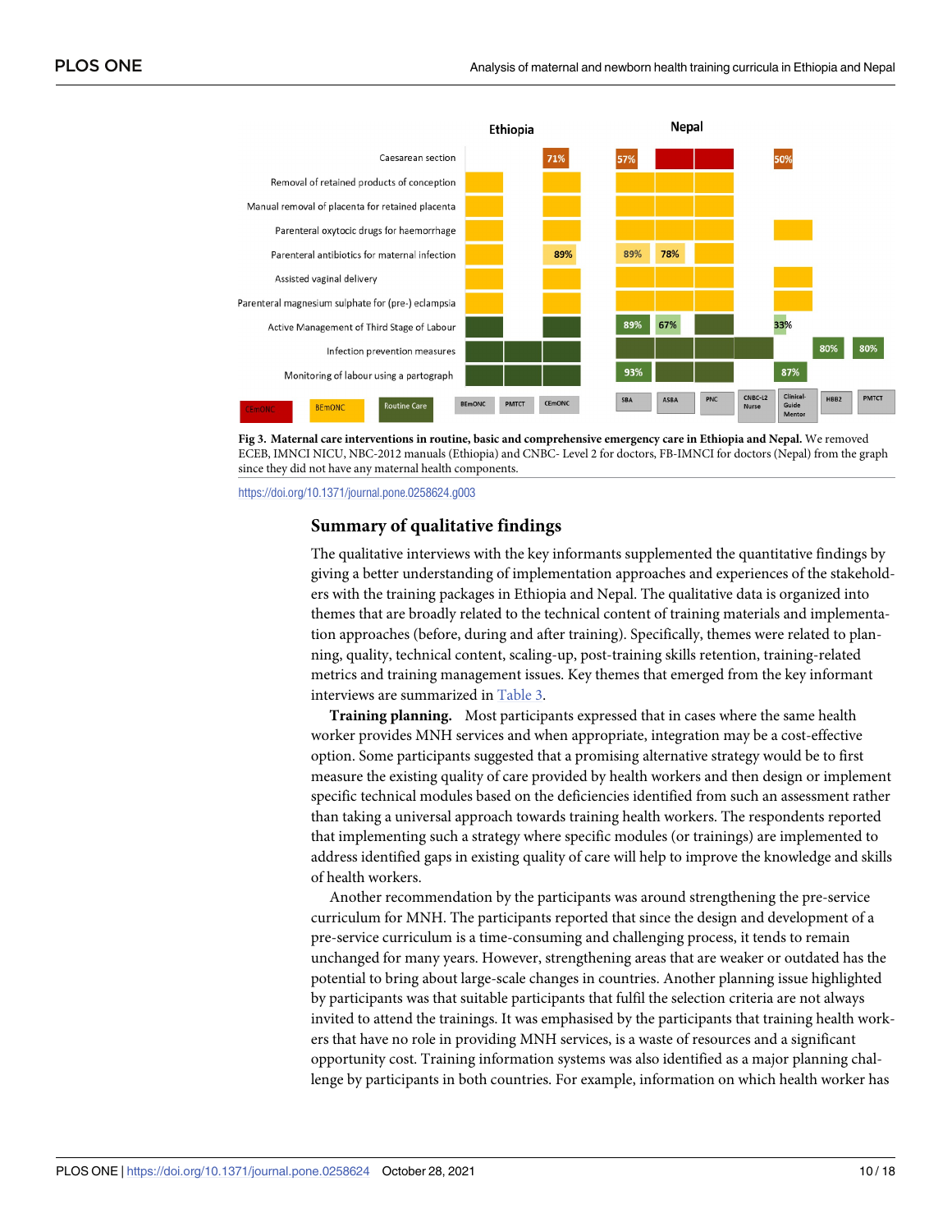**Fig 3. Maternal care interventions in routine, basic and comprehensive emergency care in Ethiopia and Nepal.** We removed ECEB, IMNCI NICU, NBC-2012 manuals (Ethiopia) and CNBC- Level 2 for doctors, FB-IMNCI for doctors (Nepal) from the graph since they did not have any maternal health components.

https://doi.org/10.1371/journal.pone.0258624.g003

### Summary of qualitative findings

The qualitative interviews with the key informants supplemented the quantitative findings by giving a better understanding of implementation approaches and experiences of the stakeholders with the training packages in Ethiopia and Nepal. The qualitative data is organized into themes that are broadly related to the technical content of training materials and implementation approaches (before, during and after training). Specifically, themes were related to planning, quality, technical content, scaling-up, post-training skills retention, training-related metrics and training management issues. Key themes that emerged from the key informant interviews are summarized in Table 3.

**Training planning.** Most participants expressed that in cases where the same health worker provides MNH services and when appropriate, integration may be a cost-effective option. Some participants suggested that a promising alternative strategy would be to first measure the existing quality of care provided by health workers and then design or implement specific technical modules based on the deficiencies identified from such an assessment rather than taking a universal approach towards training health workers. The respondents reported that implementing such a strategy where specific modules (or trainings) are implemented to address identified gaps in existing quality of care will help to improve the knowledge and skills of health workers.

Another recommendation by the participants was around strengthening the pre-service curriculum for MNH. The participants reported that since the design and development of a pre-service curriculum is a time-consuming and challenging process, it tends to remain unchanged for many years. However, strengthening areas that are weaker or outdated has the potential to bring about large-scale changes in countries. Another planning issue highlighted by participants was that suitable participants that fulfil the selection criteria are not always invited to attend the trainings. It was emphasised by the participants that training health workers that have no role in providing MNH services, is a waste of resources and a significant opportunity cost. Training information systems was also identified as a major planning challenge by participants in both countries. For example, information on which health worker has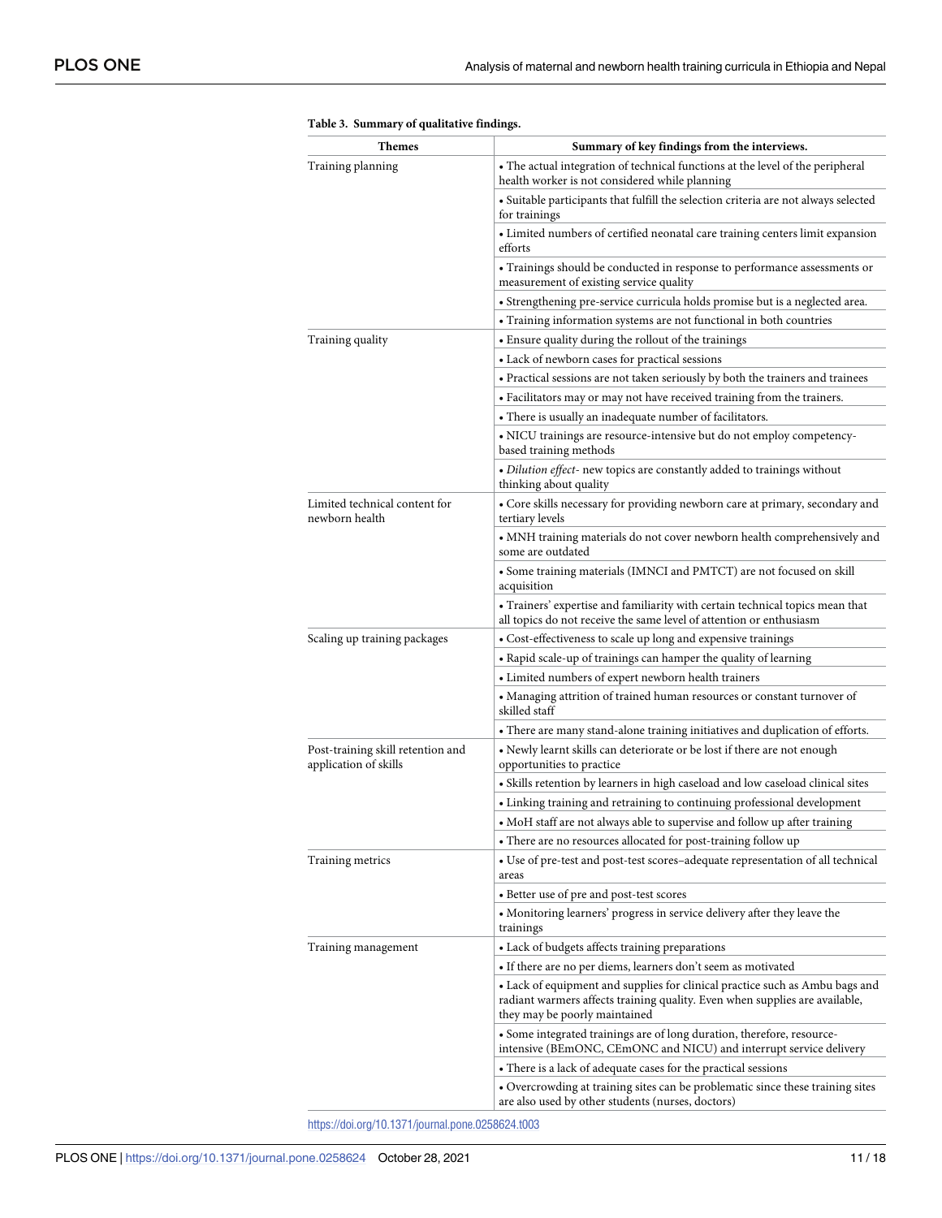**Table 3. Summary of qualitative findings.**

| Themes | Summary of key findings from the interviews. |
|---|---|
| Training planning | • The actual integration of technical functions at the level of the peripheral health worker is not considered while planning |
| | • Suitable participants that fulfill the selection criteria are not always selected for trainings |
| | • Limited numbers of certified neonatal care training centers limit expansion efforts |
| | • Trainings should be conducted in response to performance assessments or measurement of existing service quality |
| | • Strengthening pre-service curricula holds promise but is a neglected area. |
| | • Training information systems are not functional in both countries |
| Training quality | • Ensure quality during the rollout of the trainings |
| | • Lack of newborn cases for practical sessions |
| | • Practical sessions are not taken seriously by both the trainers and trainees |
| | • Facilitators may or may not have received training from the trainers. |
| | • There is usually an inadequate number of facilitators. |
| | • NICU trainings are resource-intensive but do not employ competency-based training methods |
| | • *Dilution effect*- new topics are constantly added to trainings without thinking about quality |
| Limited technical content for newborn health | • Core skills necessary for providing newborn care at primary, secondary and tertiary levels |
| | • MNH training materials do not cover newborn health comprehensively and some are outdated |
| | • Some training materials (IMNCI and PMTCT) are not focused on skill acquisition |
| | • Trainers' expertise and familiarity with certain technical topics mean that all topics do not receive the same level of attention or enthusiasm |
| Scaling up training packages | • Cost-effectiveness to scale up long and expensive trainings |
| | • Rapid scale-up of trainings can hamper the quality of learning |
| | • Limited numbers of expert newborn health trainers |
| | • Managing attrition of trained human resources or constant turnover of skilled staff |
| | • There are many stand-alone training initiatives and duplication of efforts. |
| Post-training skill retention and application of skills | • Newly learnt skills can deteriorate or be lost if there are not enough opportunities to practice |
| | • Skills retention by learners in high caseload and low caseload clinical sites |
| | • Linking training and retraining to continuing professional development |
| | • MoH staff are not always able to supervise and follow up after training |
| | • There are no resources allocated for post-training follow up |
| Training metrics | • Use of pre-test and post-test scores–adequate representation of all technical areas |
| | • Better use of pre and post-test scores |
| | • Monitoring learners' progress in service delivery after they leave the trainings |
| Training management | • Lack of budgets affects training preparations |
| | • If there are no per diems, learners don't seem as motivated |
| | • Lack of equipment and supplies for clinical practice such as Ambu bags and radiant warmers affects training quality. Even when supplies are available, they may be poorly maintained |
| | • Some integrated trainings are of long duration, therefore, resource-intensive (BEmONC, CEmONC and NICU) and interrupt service delivery |
| | • There is a lack of adequate cases for the practical sessions |
| | • Overcrowding at training sites can be problematic since these training sites are also used by other students (nurses, doctors) |

https://doi.org/10.1371/journal.pone.0258624.t003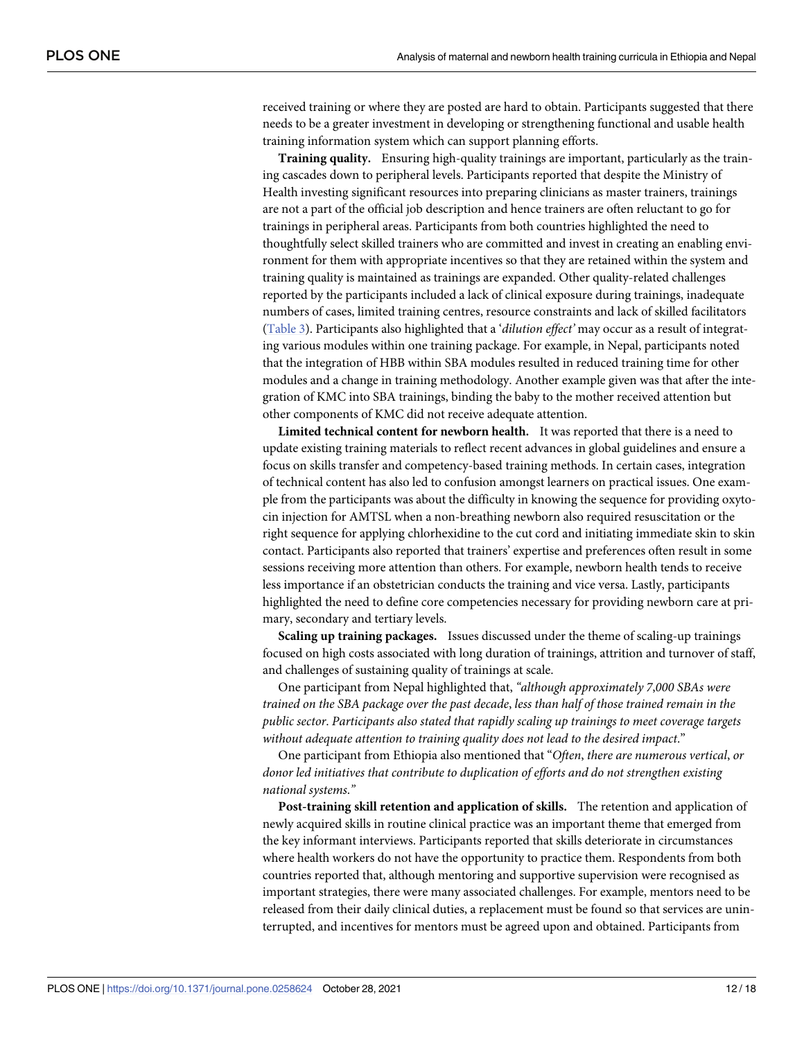received training or where they are posted are hard to obtain. Participants suggested that there needs to be a greater investment in developing or strengthening functional and usable health training information system which can support planning efforts.

**Training quality.** Ensuring high-quality trainings are important, particularly as the training cascades down to peripheral levels. Participants reported that despite the Ministry of Health investing significant resources into preparing clinicians as master trainers, trainings are not a part of the official job description and hence trainers are often reluctant to go for trainings in peripheral areas. Participants from both countries highlighted the need to thoughtfully select skilled trainers who are committed and invest in creating an enabling environment for them with appropriate incentives so that they are retained within the system and training quality is maintained as trainings are expanded. Other quality-related challenges reported by the participants included a lack of clinical exposure during trainings, inadequate numbers of cases, limited training centres, resource constraints and lack of skilled facilitators (Table 3). Participants also highlighted that a '*dilution effect'* may occur as a result of integrating various modules within one training package. For example, in Nepal, participants noted that the integration of HBB within SBA modules resulted in reduced training time for other modules and a change in training methodology. Another example given was that after the integration of KMC into SBA trainings, binding the baby to the mother received attention but other components of KMC did not receive adequate attention.

**Limited technical content for newborn health.** It was reported that there is a need to update existing training materials to reflect recent advances in global guidelines and ensure a focus on skills transfer and competency-based training methods. In certain cases, integration of technical content has also led to confusion amongst learners on practical issues. One example from the participants was about the difficulty in knowing the sequence for providing oxytocin injection for AMTSL when a non-breathing newborn also required resuscitation or the right sequence for applying chlorhexidine to the cut cord and initiating immediate skin to skin contact. Participants also reported that trainers' expertise and preferences often result in some sessions receiving more attention than others. For example, newborn health tends to receive less importance if an obstetrician conducts the training and vice versa. Lastly, participants highlighted the need to define core competencies necessary for providing newborn care at primary, secondary and tertiary levels.

**Scaling up training packages.** Issues discussed under the theme of scaling-up trainings focused on high costs associated with long duration of trainings, attrition and turnover of staff, and challenges of sustaining quality of trainings at scale.

One participant from Nepal highlighted that, *"although approximately 7,000 SBAs were trained on the SBA package over the past decade, less than half of those trained remain in the public sector. Participants also stated that rapidly scaling up trainings to meet coverage targets without adequate attention to training quality does not lead to the desired impact."*

One participant from Ethiopia also mentioned that "*Often, there are numerous vertical, or donor led initiatives that contribute to duplication of efforts and do not strengthen existing national systems."*

**Post-training skill retention and application of skills.** The retention and application of newly acquired skills in routine clinical practice was an important theme that emerged from the key informant interviews. Participants reported that skills deteriorate in circumstances where health workers do not have the opportunity to practice them. Respondents from both countries reported that, although mentoring and supportive supervision were recognised as important strategies, there were many associated challenges. For example, mentors need to be released from their daily clinical duties, a replacement must be found so that services are uninterrupted, and incentives for mentors must be agreed upon and obtained. Participants from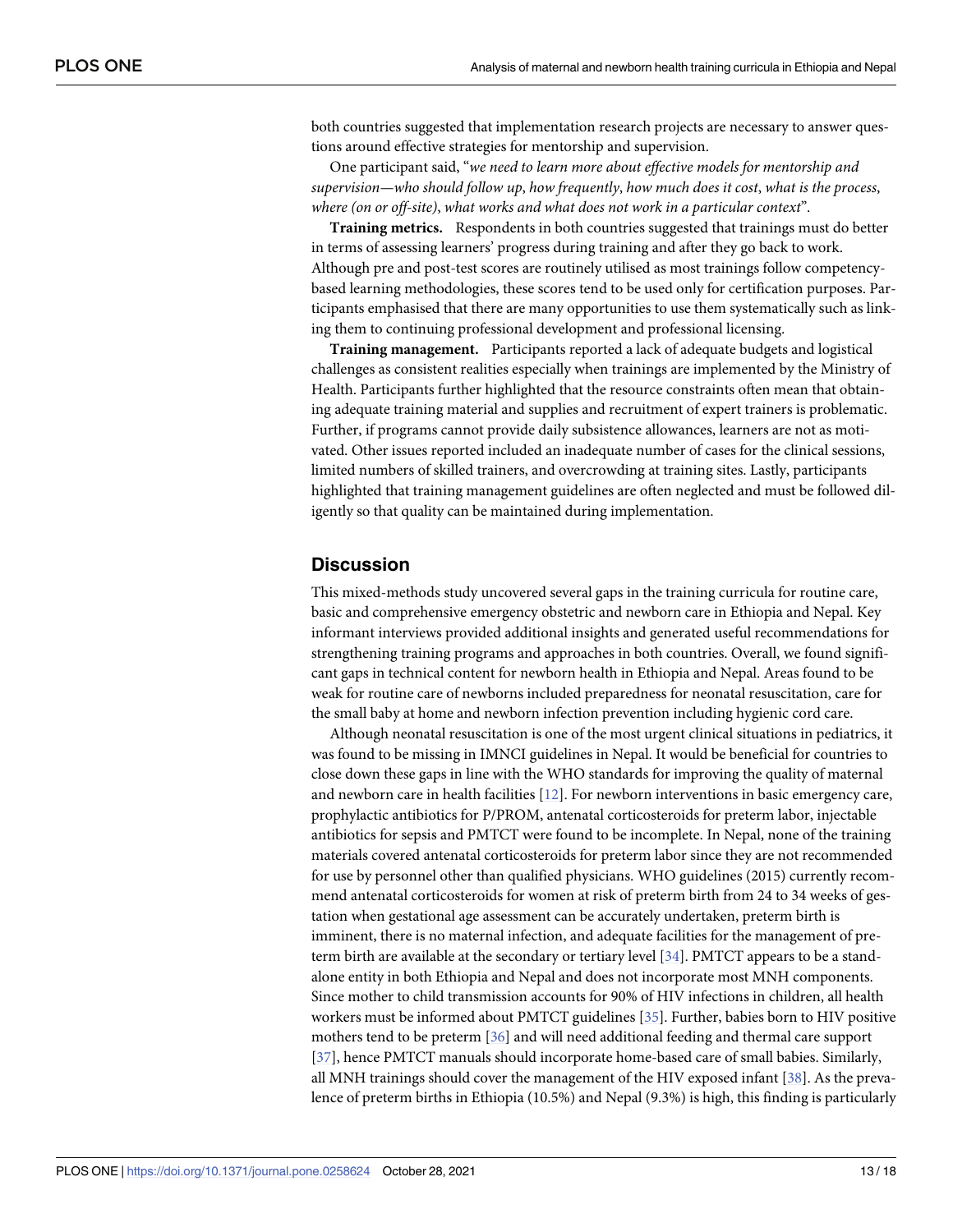both countries suggested that implementation research projects are necessary to answer questions around effective strategies for mentorship and supervision.

One participant said, "*we need to learn more about effective models for mentorship and supervision—who should follow up*, *how frequently*, *how much does it cost*, *what is the process*, *where (on or off-site)*, *what works and what does not work in a particular context*".

**Training metrics.** Respondents in both countries suggested that trainings must do better in terms of assessing learners' progress during training and after they go back to work. Although pre and post-test scores are routinely utilised as most trainings follow competency-based learning methodologies, these scores tend to be used only for certification purposes. Participants emphasised that there are many opportunities to use them systematically such as linking them to continuing professional development and professional licensing.

**Training management.** Participants reported a lack of adequate budgets and logistical challenges as consistent realities especially when trainings are implemented by the Ministry of Health. Participants further highlighted that the resource constraints often mean that obtaining adequate training material and supplies and recruitment of expert trainers is problematic. Further, if programs cannot provide daily subsistence allowances, learners are not as motivated. Other issues reported included an inadequate number of cases for the clinical sessions, limited numbers of skilled trainers, and overcrowding at training sites. Lastly, participants highlighted that training management guidelines are often neglected and must be followed diligently so that quality can be maintained during implementation.

## Discussion

This mixed-methods study uncovered several gaps in the training curricula for routine care, basic and comprehensive emergency obstetric and newborn care in Ethiopia and Nepal. Key informant interviews provided additional insights and generated useful recommendations for strengthening training programs and approaches in both countries. Overall, we found significant gaps in technical content for newborn health in Ethiopia and Nepal. Areas found to be weak for routine care of newborns included preparedness for neonatal resuscitation, care for the small baby at home and newborn infection prevention including hygienic cord care.

Although neonatal resuscitation is one of the most urgent clinical situations in pediatrics, it was found to be missing in IMNCI guidelines in Nepal. It would be beneficial for countries to close down these gaps in line with the WHO standards for improving the quality of maternal and newborn care in health facilities [12]. For newborn interventions in basic emergency care, prophylactic antibiotics for P/PROM, antenatal corticosteroids for preterm labor, injectable antibiotics for sepsis and PMTCT were found to be incomplete. In Nepal, none of the training materials covered antenatal corticosteroids for preterm labor since they are not recommended for use by personnel other than qualified physicians. WHO guidelines (2015) currently recommend antenatal corticosteroids for women at risk of preterm birth from 24 to 34 weeks of gestation when gestational age assessment can be accurately undertaken, preterm birth is imminent, there is no maternal infection, and adequate facilities for the management of preterm birth are available at the secondary or tertiary level [34]. PMTCT appears to be a standalone entity in both Ethiopia and Nepal and does not incorporate most MNH components. Since mother to child transmission accounts for 90% of HIV infections in children, all health workers must be informed about PMTCT guidelines [35]. Further, babies born to HIV positive mothers tend to be preterm [36] and will need additional feeding and thermal care support [37], hence PMTCT manuals should incorporate home-based care of small babies. Similarly, all MNH trainings should cover the management of the HIV exposed infant [38]. As the prevalence of preterm births in Ethiopia (10.5%) and Nepal (9.3%) is high, this finding is particularly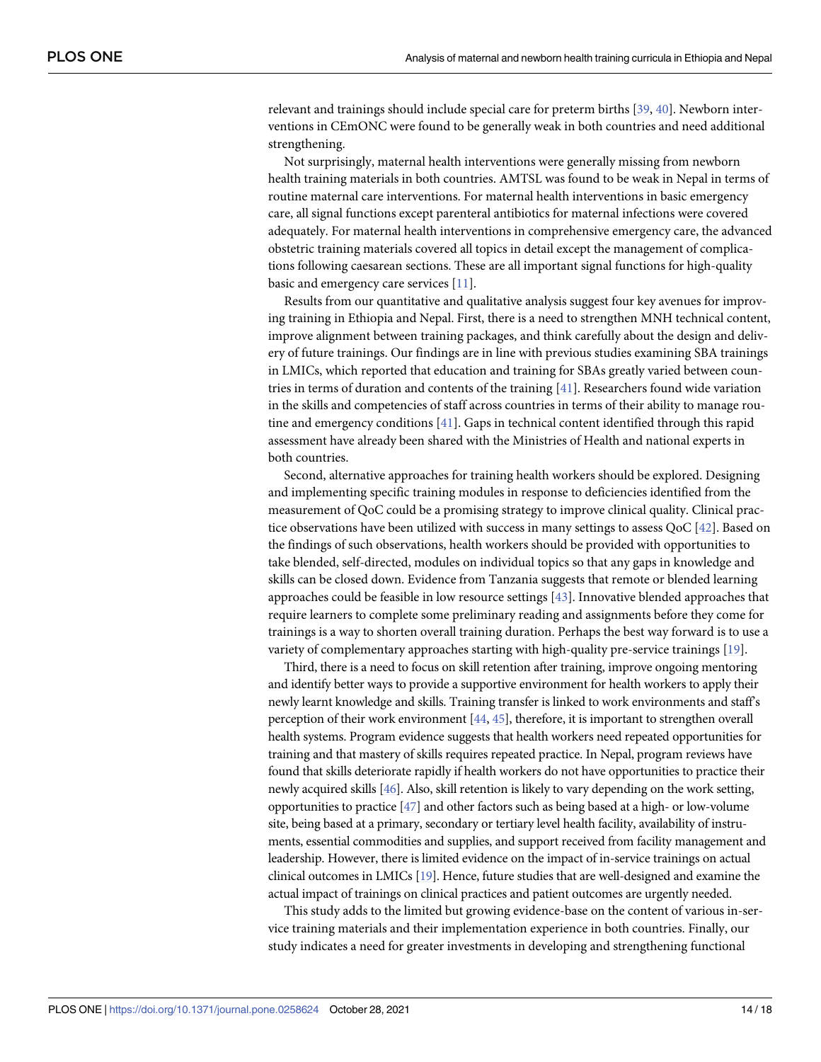relevant and trainings should include special care for preterm births [39, 40]. Newborn interventions in CEmONC were found to be generally weak in both countries and need additional strengthening.

Not surprisingly, maternal health interventions were generally missing from newborn health training materials in both countries. AMTSL was found to be weak in Nepal in terms of routine maternal care interventions. For maternal health interventions in basic emergency care, all signal functions except parenteral antibiotics for maternal infections were covered adequately. For maternal health interventions in comprehensive emergency care, the advanced obstetric training materials covered all topics in detail except the management of complications following caesarean sections. These are all important signal functions for high-quality basic and emergency care services [11].

Results from our quantitative and qualitative analysis suggest four key avenues for improving training in Ethiopia and Nepal. First, there is a need to strengthen MNH technical content, improve alignment between training packages, and think carefully about the design and delivery of future trainings. Our findings are in line with previous studies examining SBA trainings in LMICs, which reported that education and training for SBAs greatly varied between countries in terms of duration and contents of the training [41]. Researchers found wide variation in the skills and competencies of staff across countries in terms of their ability to manage routine and emergency conditions [41]. Gaps in technical content identified through this rapid assessment have already been shared with the Ministries of Health and national experts in both countries.

Second, alternative approaches for training health workers should be explored. Designing and implementing specific training modules in response to deficiencies identified from the measurement of QoC could be a promising strategy to improve clinical quality. Clinical practice observations have been utilized with success in many settings to assess QoC [42]. Based on the findings of such observations, health workers should be provided with opportunities to take blended, self-directed, modules on individual topics so that any gaps in knowledge and skills can be closed down. Evidence from Tanzania suggests that remote or blended learning approaches could be feasible in low resource settings [43]. Innovative blended approaches that require learners to complete some preliminary reading and assignments before they come for trainings is a way to shorten overall training duration. Perhaps the best way forward is to use a variety of complementary approaches starting with high-quality pre-service trainings [19].

Third, there is a need to focus on skill retention after training, improve ongoing mentoring and identify better ways to provide a supportive environment for health workers to apply their newly learnt knowledge and skills. Training transfer is linked to work environments and staff's perception of their work environment [44, 45], therefore, it is important to strengthen overall health systems. Program evidence suggests that health workers need repeated opportunities for training and that mastery of skills requires repeated practice. In Nepal, program reviews have found that skills deteriorate rapidly if health workers do not have opportunities to practice their newly acquired skills [46]. Also, skill retention is likely to vary depending on the work setting, opportunities to practice [47] and other factors such as being based at a high- or low-volume site, being based at a primary, secondary or tertiary level health facility, availability of instruments, essential commodities and supplies, and support received from facility management and leadership. However, there is limited evidence on the impact of in-service trainings on actual clinical outcomes in LMICs [19]. Hence, future studies that are well-designed and examine the actual impact of trainings on clinical practices and patient outcomes are urgently needed.

This study adds to the limited but growing evidence-base on the content of various in-service training materials and their implementation experience in both countries. Finally, our study indicates a need for greater investments in developing and strengthening functional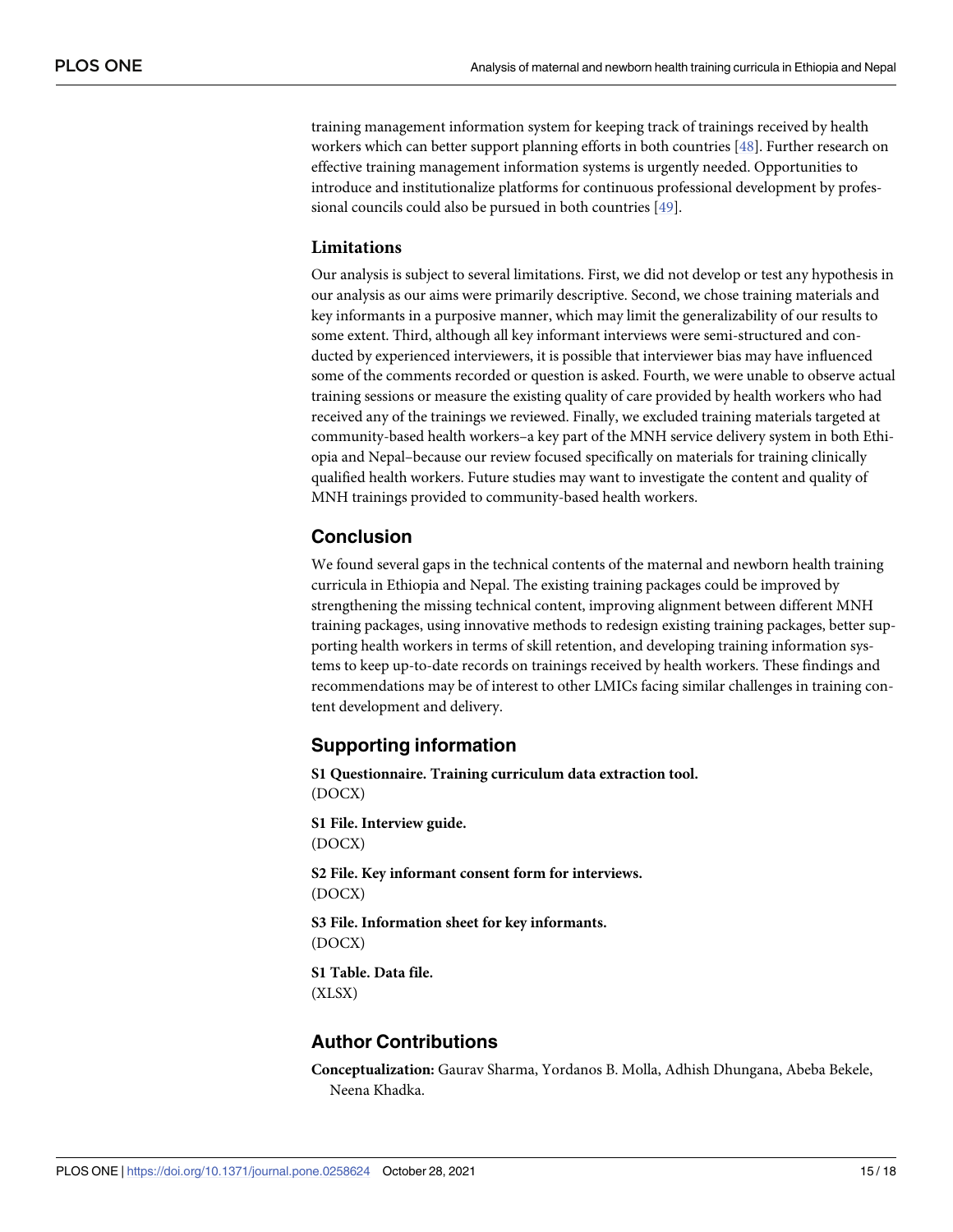training management information system for keeping track of trainings received by health workers which can better support planning efforts in both countries [48]. Further research on effective training management information systems is urgently needed. Opportunities to introduce and institutionalize platforms for continuous professional development by professional councils could also be pursued in both countries [49].

### Limitations

Our analysis is subject to several limitations. First, we did not develop or test any hypothesis in our analysis as our aims were primarily descriptive. Second, we chose training materials and key informants in a purposive manner, which may limit the generalizability of our results to some extent. Third, although all key informant interviews were semi-structured and conducted by experienced interviewers, it is possible that interviewer bias may have influenced some of the comments recorded or question is asked. Fourth, we were unable to observe actual training sessions or measure the existing quality of care provided by health workers who had received any of the trainings we reviewed. Finally, we excluded training materials targeted at community-based health workers–a key part of the MNH service delivery system in both Ethiopia and Nepal–because our review focused specifically on materials for training clinically qualified health workers. Future studies may want to investigate the content and quality of MNH trainings provided to community-based health workers.

## Conclusion

We found several gaps in the technical contents of the maternal and newborn health training curricula in Ethiopia and Nepal. The existing training packages could be improved by strengthening the missing technical content, improving alignment between different MNH training packages, using innovative methods to redesign existing training packages, better supporting health workers in terms of skill retention, and developing training information systems to keep up-to-date records on trainings received by health workers. These findings and recommendations may be of interest to other LMICs facing similar challenges in training content development and delivery.

## Supporting information

**S1 Questionnaire. Training curriculum data extraction tool.**
(DOCX)

**S1 File. Interview guide.**
(DOCX)

**S2 File. Key informant consent form for interviews.**
(DOCX)

**S3 File. Information sheet for key informants.**
(DOCX)

**S1 Table. Data file.**
(XLSX)

## Author Contributions

**Conceptualization:** Gaurav Sharma, Yordanos B. Molla, Adhish Dhungana, Abeba Bekele, Neena Khadka.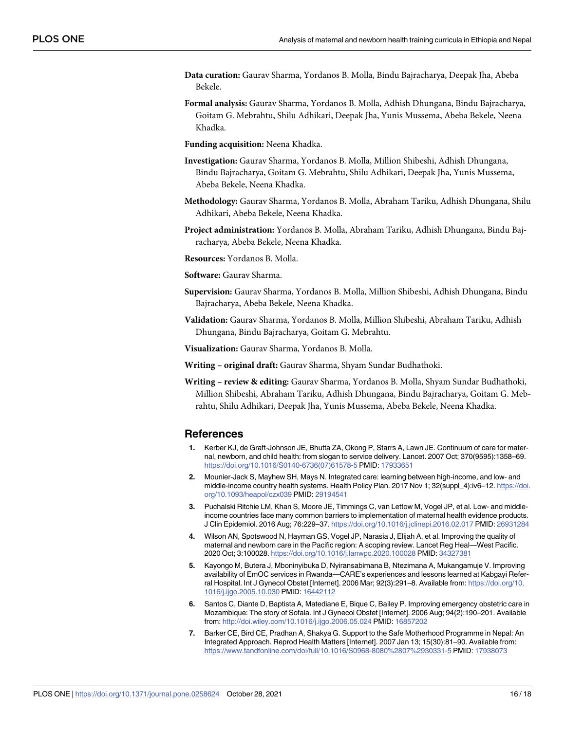**Data curation:** Gaurav Sharma, Yordanos B. Molla, Bindu Bajracharya, Deepak Jha, Abeba Bekele.

**Formal analysis:** Gaurav Sharma, Yordanos B. Molla, Adhish Dhungana, Bindu Bajracharya, Goitam G. Mebrahtu, Shilu Adhikari, Deepak Jha, Yunis Mussema, Abeba Bekele, Neena Khadka.

**Funding acquisition:** Neena Khadka.

**Investigation:** Gaurav Sharma, Yordanos B. Molla, Million Shibeshi, Adhish Dhungana, Bindu Bajracharya, Goitam G. Mebrahtu, Shilu Adhikari, Deepak Jha, Yunis Mussema, Abeba Bekele, Neena Khadka.

**Methodology:** Gaurav Sharma, Yordanos B. Molla, Abraham Tariku, Adhish Dhungana, Shilu Adhikari, Abeba Bekele, Neena Khadka.

**Project administration:** Yordanos B. Molla, Abraham Tariku, Adhish Dhungana, Bindu Bajracharya, Abeba Bekele, Neena Khadka.

**Resources:** Yordanos B. Molla.

**Software:** Gaurav Sharma.

**Supervision:** Gaurav Sharma, Yordanos B. Molla, Million Shibeshi, Adhish Dhungana, Bindu Bajracharya, Abeba Bekele, Neena Khadka.

**Validation:** Gaurav Sharma, Yordanos B. Molla, Million Shibeshi, Abraham Tariku, Adhish Dhungana, Bindu Bajracharya, Goitam G. Mebrahtu.

**Visualization:** Gaurav Sharma, Yordanos B. Molla.

**Writing – original draft:** Gaurav Sharma, Shyam Sundar Budhathoki.

**Writing – review & editing:** Gaurav Sharma, Yordanos B. Molla, Shyam Sundar Budhathoki, Million Shibeshi, Abraham Tariku, Adhish Dhungana, Bindu Bajracharya, Goitam G. Mebrahtu, Shilu Adhikari, Deepak Jha, Yunis Mussema, Abeba Bekele, Neena Khadka.

## References

1. Kerber KJ, de Graft-Johnson JE, Bhutta ZA, Okong P, Starrs A, Lawn JE. Continuum of care for maternal, newborn, and child health: from slogan to service delivery. Lancet. 2007 Oct; 370(9595):1358–69. https://doi.org/10.1016/S0140-6736(07)61578-5 PMID: 17933651
2. Mounier-Jack S, Mayhew SH, Mays N. Integrated care: learning between high-income, and low- and middle-income country health systems. Health Policy Plan. 2017 Nov 1; 32(suppl_4):iv6–12. https://doi.org/10.1093/heapol/czx039 PMID: 29194541
3. Puchalski Ritchie LM, Khan S, Moore JE, Timmings C, van Lettow M, Vogel JP, et al. Low- and middle-income countries face many common barriers to implementation of maternal health evidence products. J Clin Epidemiol. 2016 Aug; 76:229–37. https://doi.org/10.1016/j.jclinepi.2016.02.017 PMID: 26931284
4. Wilson AN, Spotswood N, Hayman GS, Vogel JP, Narasia J, Elijah A, et al. Improving the quality of maternal and newborn care in the Pacific region: A scoping review. Lancet Reg Heal—West Pacific. 2020 Oct; 3:100028. https://doi.org/10.1016/j.lanwpc.2020.100028 PMID: 34327381
5. Kayongo M, Butera J, Mboninyibuka D, Nyiransabimana B, Ntezimana A, Mukangamuje V. Improving availability of EmOC services in Rwanda—CARE's experiences and lessons learned at Kabgayi Referral Hospital. Int J Gynecol Obstet [Internet]. 2006 Mar; 92(3):291–8. Available from: https://doi.org/10.1016/j.ijgo.2005.10.030 PMID: 16442112
6. Santos C, Diante D, Baptista A, Matediane E, Bique C, Bailey P. Improving emergency obstetric care in Mozambique: The story of Sofala. Int J Gynecol Obstet [Internet]. 2006 Aug; 94(2):190–201. Available from: http://doi.wiley.com/10.1016/j.ijgo.2006.05.024 PMID: 16857202
7. Barker CE, Bird CE, Pradhan A, Shakya G. Support to the Safe Motherhood Programme in Nepal: An Integrated Approach. Reprod Health Matters [Internet]. 2007 Jan 13; 15(30):81–90. Available from: https://www.tandfonline.com/doi/full/10.1016/S0968-8080%2807%2930331-5 PMID: 17938073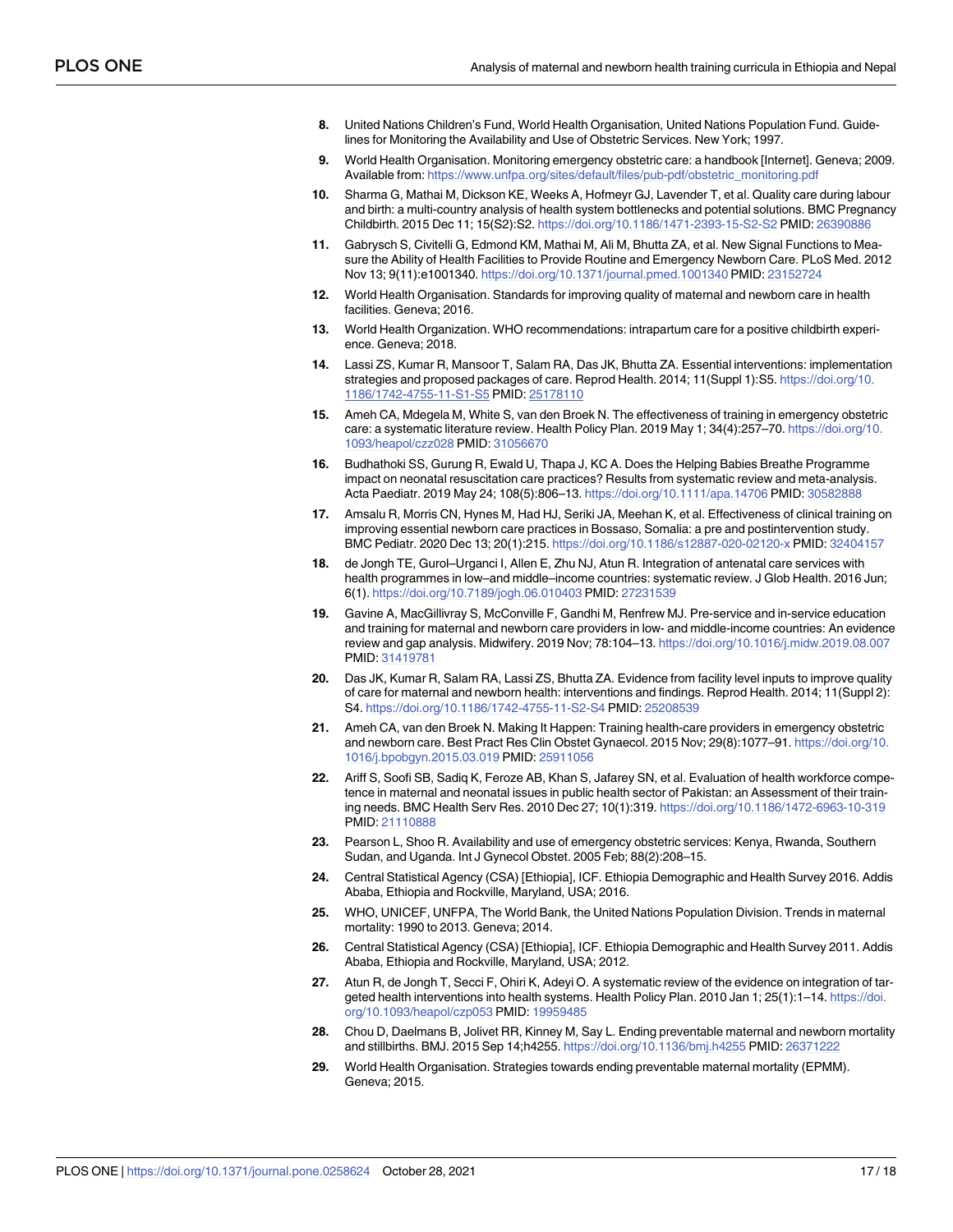8. United Nations Children's Fund, World Health Organisation, United Nations Population Fund. Guidelines for Monitoring the Availability and Use of Obstetric Services. New York; 1997.
9. World Health Organisation. Monitoring emergency obstetric care: a handbook [Internet]. Geneva; 2009. Available from: https://www.unfpa.org/sites/default/files/pub-pdf/obstetric_monitoring.pdf
10. Sharma G, Mathai M, Dickson KE, Weeks A, Hofmeyr GJ, Lavender T, et al. Quality care during labour and birth: a multi-country analysis of health system bottlenecks and potential solutions. BMC Pregnancy Childbirth. 2015 Dec 11; 15(S2):S2. https://doi.org/10.1186/1471-2393-15-S2-S2 PMID: 26390886
11. Gabrysch S, Civitelli G, Edmond KM, Mathai M, Ali M, Bhutta ZA, et al. New Signal Functions to Measure the Ability of Health Facilities to Provide Routine and Emergency Newborn Care. PLoS Med. 2012 Nov 13; 9(11):e1001340. https://doi.org/10.1371/journal.pmed.1001340 PMID: 23152724
12. World Health Organisation. Standards for improving quality of maternal and newborn care in health facilities. Geneva; 2016.
13. World Health Organization. WHO recommendations: intrapartum care for a positive childbirth experience. Geneva; 2018.
14. Lassi ZS, Kumar R, Mansoor T, Salam RA, Das JK, Bhutta ZA. Essential interventions: implementation strategies and proposed packages of care. Reprod Health. 2014; 11(Suppl 1):S5. https://doi.org/10.1186/1742-4755-11-S1-S5 PMID: 25178110
15. Ameh CA, Mdegela M, White S, van den Broek N. The effectiveness of training in emergency obstetric care: a systematic literature review. Health Policy Plan. 2019 May 1; 34(4):257–70. https://doi.org/10.1093/heapol/czz028 PMID: 31056670
16. Budhathoki SS, Gurung R, Ewald U, Thapa J, KC A. Does the Helping Babies Breathe Programme impact on neonatal resuscitation care practices? Results from systematic review and meta-analysis. Acta Paediatr. 2019 May 24; 108(5):806–13. https://doi.org/10.1111/apa.14706 PMID: 30582888
17. Amsalu R, Morris CN, Hynes M, Had HJ, Seriki JA, Meehan K, et al. Effectiveness of clinical training on improving essential newborn care practices in Bossaso, Somalia: a pre and postintervention study. BMC Pediatr. 2020 Dec 13; 20(1):215. https://doi.org/10.1186/s12887-020-02120-x PMID: 32404157
18. de Jongh TE, Gurol–Urganci I, Allen E, Zhu NJ, Atun R. Integration of antenatal care services with health programmes in low–and middle–income countries: systematic review. J Glob Health. 2016 Jun; 6(1). https://doi.org/10.7189/jogh.06.010403 PMID: 27231539
19. Gavine A, MacGillivray S, McConville F, Gandhi M, Renfrew MJ. Pre-service and in-service education and training for maternal and newborn care providers in low- and middle-income countries: An evidence review and gap analysis. Midwifery. 2019 Nov; 78:104–13. https://doi.org/10.1016/j.midw.2019.08.007 PMID: 31419781
20. Das JK, Kumar R, Salam RA, Lassi ZS, Bhutta ZA. Evidence from facility level inputs to improve quality of care for maternal and newborn health: interventions and findings. Reprod Health. 2014; 11(Suppl 2):S4. https://doi.org/10.1186/1742-4755-11-S2-S4 PMID: 25208539
21. Ameh CA, van den Broek N. Making It Happen: Training health-care providers in emergency obstetric and newborn care. Best Pract Res Clin Obstet Gynaecol. 2015 Nov; 29(8):1077–91. https://doi.org/10.1016/j.bpobgyn.2015.03.019 PMID: 25911056
22. Ariff S, Soofi SB, Sadiq K, Feroze AB, Khan S, Jafarey SN, et al. Evaluation of health workforce competence in maternal and neonatal issues in public health sector of Pakistan: an Assessment of their training needs. BMC Health Serv Res. 2010 Dec 27; 10(1):319. https://doi.org/10.1186/1472-6963-10-319 PMID: 21110888
23. Pearson L, Shoo R. Availability and use of emergency obstetric services: Kenya, Rwanda, Southern Sudan, and Uganda. Int J Gynecol Obstet. 2005 Feb; 88(2):208–15.
24. Central Statistical Agency (CSA) [Ethiopia], ICF. Ethiopia Demographic and Health Survey 2016. Addis Ababa, Ethiopia and Rockville, Maryland, USA; 2016.
25. WHO, UNICEF, UNFPA, The World Bank, the United Nations Population Division. Trends in maternal mortality: 1990 to 2013. Geneva; 2014.
26. Central Statistical Agency (CSA) [Ethiopia], ICF. Ethiopia Demographic and Health Survey 2011. Addis Ababa, Ethiopia and Rockville, Maryland, USA; 2012.
27. Atun R, de Jongh T, Secci F, Ohiri K, Adeyi O. A systematic review of the evidence on integration of targeted health interventions into health systems. Health Policy Plan. 2010 Jan 1; 25(1):1–14. https://doi.org/10.1093/heapol/czp053 PMID: 19959485
28. Chou D, Daelmans B, Jolivet RR, Kinney M, Say L. Ending preventable maternal and newborn mortality and stillbirths. BMJ. 2015 Sep 14;h4255. https://doi.org/10.1136/bmj.h4255 PMID: 26371222
29. World Health Organisation. Strategies towards ending preventable maternal mortality (EPMM). Geneva; 2015.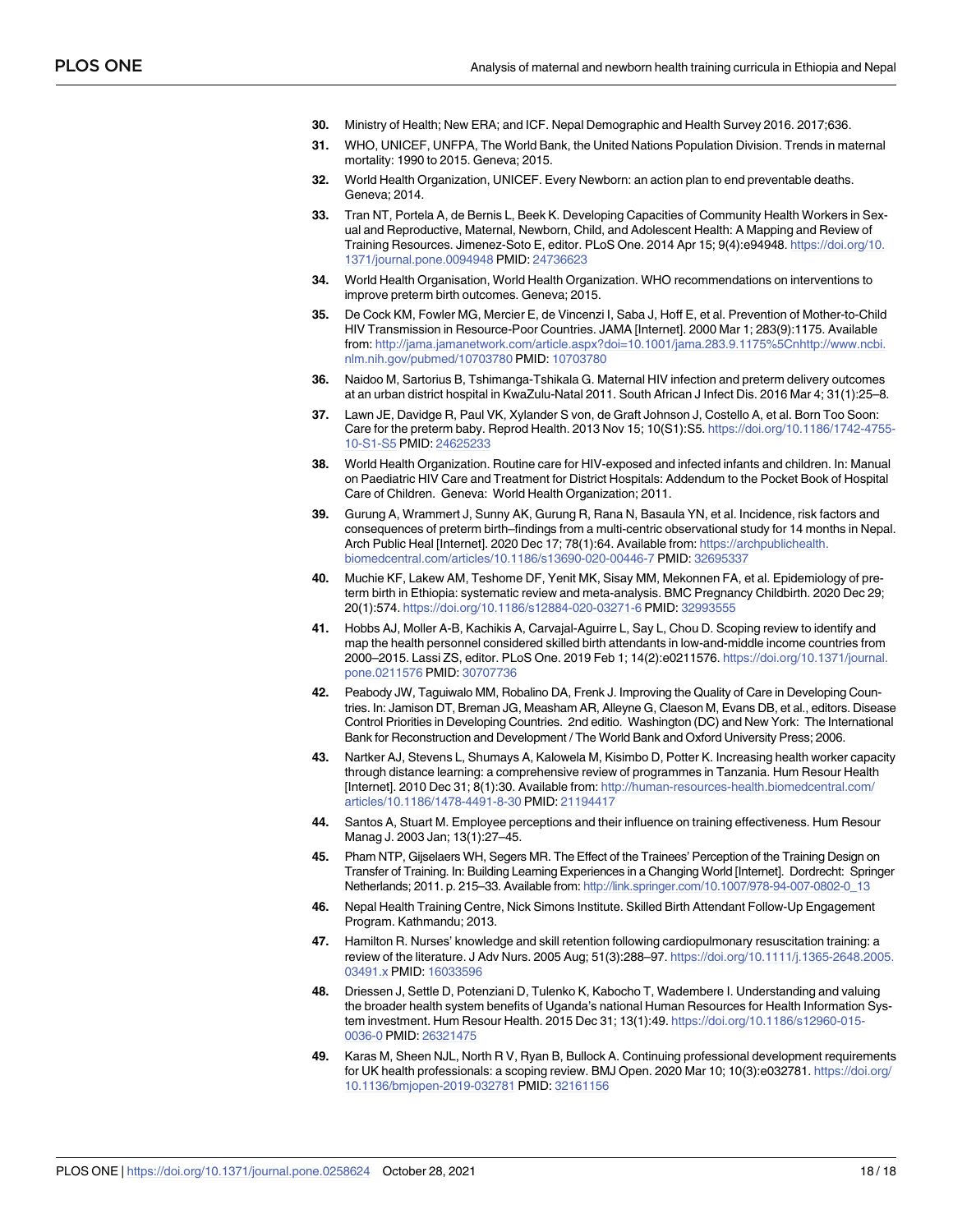30. Ministry of Health; New ERA; and ICF. Nepal Demographic and Health Survey 2016. 2017;636.
31. WHO, UNICEF, UNFPA, The World Bank, the United Nations Population Division. Trends in maternal mortality: 1990 to 2015. Geneva; 2015.
32. World Health Organization, UNICEF. Every Newborn: an action plan to end preventable deaths. Geneva; 2014.
33. Tran NT, Portela A, de Bernis L, Beek K. Developing Capacities of Community Health Workers in Sexual and Reproductive, Maternal, Newborn, Child, and Adolescent Health: A Mapping and Review of Training Resources. Jimenez-Soto E, editor. PLoS One. 2014 Apr 15; 9(4):e94948. https://doi.org/10.1371/journal.pone.0094948 PMID: 24736623
34. World Health Organisation, World Health Organization. WHO recommendations on interventions to improve preterm birth outcomes. Geneva; 2015.
35. De Cock KM, Fowler MG, Mercier E, de Vincenzi I, Saba J, Hoff E, et al. Prevention of Mother-to-Child HIV Transmission in Resource-Poor Countries. JAMA [Internet]. 2000 Mar 1; 283(9):1175. Available from: http://jama.jamanetwork.com/article.aspx?doi=10.1001/jama.283.9.1175%5Cnhttp://www.ncbi.nlm.nih.gov/pubmed/10703780 PMID: 10703780
36. Naidoo M, Sartorius B, Tshimanga-Tshikala G. Maternal HIV infection and preterm delivery outcomes at an urban district hospital in KwaZulu-Natal 2011. South African J Infect Dis. 2016 Mar 4; 31(1):25–8.
37. Lawn JE, Davidge R, Paul VK, Xylander S von, de Graft Johnson J, Costello A, et al. Born Too Soon: Care for the preterm baby. Reprod Health. 2013 Nov 15; 10(S1):S5. https://doi.org/10.1186/1742-4755-10-S1-S5 PMID: 24625233
38. World Health Organization. Routine care for HIV-exposed and infected infants and children. In: Manual on Paediatric HIV Care and Treatment for District Hospitals: Addendum to the Pocket Book of Hospital Care of Children. Geneva: World Health Organization; 2011.
39. Gurung A, Wrammert J, Sunny AK, Gurung R, Rana N, Basaula YN, et al. Incidence, risk factors and consequences of preterm birth–findings from a multi-centric observational study for 14 months in Nepal. Arch Public Heal [Internet]. 2020 Dec 17; 78(1):64. Available from: https://archpublichealth.biomedcentral.com/articles/10.1186/s13690-020-00446-7 PMID: 32695337
40. Muchie KF, Lakew AM, Teshome DF, Yenit MK, Sisay MM, Mekonnen FA, et al. Epidemiology of preterm birth in Ethiopia: systematic review and meta-analysis. BMC Pregnancy Childbirth. 2020 Dec 29; 20(1):574. https://doi.org/10.1186/s12884-020-03271-6 PMID: 32993555
41. Hobbs AJ, Moller A-B, Kachikis A, Carvajal-Aguirre L, Say L, Chou D. Scoping review to identify and map the health personnel considered skilled birth attendants in low-and-middle income countries from 2000–2015. Lassi ZS, editor. PLoS One. 2019 Feb 1; 14(2):e0211576. https://doi.org/10.1371/journal.pone.0211576 PMID: 30707736
42. Peabody JW, Taguiwalo MM, Robalino DA, Frenk J. Improving the Quality of Care in Developing Countries. In: Jamison DT, Breman JG, Measham AR, Alleyne G, Claeson M, Evans DB, et al., editors. Disease Control Priorities in Developing Countries. 2nd editio. Washington (DC) and New York: The International Bank for Reconstruction and Development / The World Bank and Oxford University Press; 2006.
43. Nartker AJ, Stevens L, Shumays A, Kalowela M, Kisimbo D, Potter K. Increasing health worker capacity through distance learning: a comprehensive review of programmes in Tanzania. Hum Resour Health [Internet]. 2010 Dec 31; 8(1):30. Available from: http://human-resources-health.biomedcentral.com/articles/10.1186/1478-4491-8-30 PMID: 21194417
44. Santos A, Stuart M. Employee perceptions and their influence on training effectiveness. Hum Resour Manag J. 2003 Jan; 13(1):27–45.
45. Pham NTP, Gijselaers WH, Segers MR. The Effect of the Trainees' Perception of the Training Design on Transfer of Training. In: Building Learning Experiences in a Changing World [Internet]. Dordrecht: Springer Netherlands; 2011. p. 215–33. Available from: http://link.springer.com/10.1007/978-94-007-0802-0_13
46. Nepal Health Training Centre, Nick Simons Institute. Skilled Birth Attendant Follow-Up Engagement Program. Kathmandu; 2013.
47. Hamilton R. Nurses' knowledge and skill retention following cardiopulmonary resuscitation training: a review of the literature. J Adv Nurs. 2005 Aug; 51(3):288–97. https://doi.org/10.1111/j.1365-2648.2005.03491.x PMID: 16033596
48. Driessen J, Settle D, Potenziani D, Tulenko K, Kabocho T, Wadembere I. Understanding and valuing the broader health system benefits of Uganda's national Human Resources for Health Information System investment. Hum Resour Health. 2015 Dec 31; 13(1):49. https://doi.org/10.1186/s12960-015-0036-0 PMID: 26321475
49. Karas M, Sheen NJL, North R V, Ryan B, Bullock A. Continuing professional development requirements for UK health professionals: a scoping review. BMJ Open. 2020 Mar 10; 10(3):e032781. https://doi.org/10.1136/bmjopen-2019-032781 PMID: 32161156